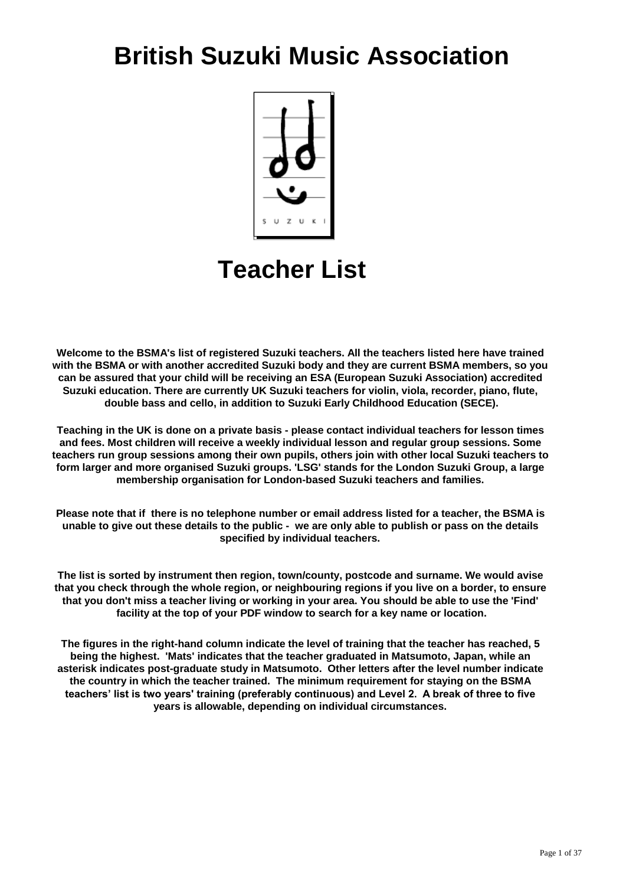# British Suzuki Music Association

# Teacher List

**Welcome to the BSMA's list of registered Suzuki teachers. All the teachers listed here have trained with the BSMA or with another accredited Suzuki body and they are current BSMA members, so you can be assured that your child will be receiving an ESA (European Suzuki Association) accredited Suzuki education. There are currently UK Suzuki teachers for violin, viola, recorder, piano, flute, double bass and cello, in addition to Suzuki Early Childhood Education (SECE).**

**Teaching in the UK is done on a private basis - please contact individual teachers for lesson times and fees. Most children will receive a weekly individual lesson and regular group sessions. Some teachers run group sessions among their own pupils, others join with other local Suzuki teachers to form larger and more organised Suzuki groups. 'LSG' stands for the London Suzuki Group, a large membership organisation for London-based Suzuki teachers and families.**

**Please note that if there is no telephone number or email address listed for a teacher, the BSMA is unable to give out these details to the public - we are only able to publish or pass on the details specified by individual teachers.**

**The list is sorted by instrument then region, town/county, postcode and surname. We would avise that you check through the whole region, or neighbouring regions if you live on a border, to ensure that you don't miss a teacher living or working in your area. You should be able to use the 'Find' facility at the top of your PDF window to search for a key name or location.**

**The figures in the right-hand column indicate the level of training that the teacher has reached, 5 being the highest. 'Mats' indicates that the teacher graduated in Matsumoto, Japan, while an asterisk indicates post-graduate study in Matsumoto. Other letters after the level number indicate the country in which the teacher trained. The minimum requirement for staying on the BSMA teachers' list is two years' training (preferably continuous) and Level 2. A break of three to five years is allowable, depending on individual circumstances.**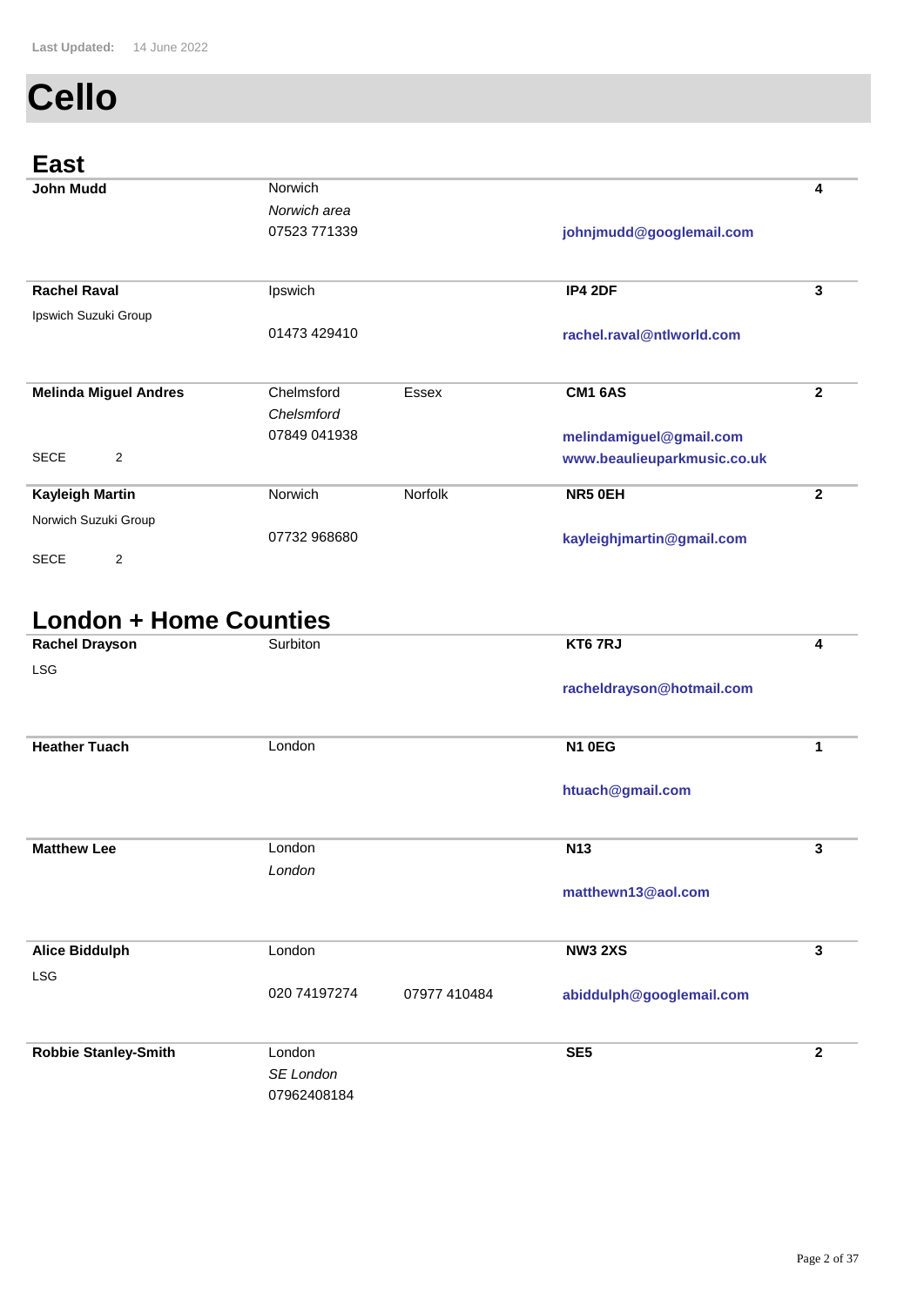Last Updated: 14 June 2022

# Cello

## East

| Name | Location | | Postcode / Contact | Level |
|---|---|---|---|---|
| **John Mudd** | Norwich<br>*Norwich area*<br>07523 771339 | | **johnjmudd@googlemail.com** | **4** |
| **Rachel Raval**<br>Ipswich Suzuki Group | Ipswich<br><br>01473 429410 | | **IP4 2DF**<br>**rachel.raval@ntlworld.com** | **3** |
| **Melinda Miguel Andres**<br><br>SECE 2 | Chelmsford<br>*Chelmsford*<br>07849 041938 | Essex | **CM1 6AS**<br>**melindamiguel@gmail.com**<br>**www.beaulieuparkmusic.co.uk** | **2** |
| **Kayleigh Martin**<br>Norwich Suzuki Group<br>SECE 2 | Norwich<br><br>07732 968680 | Norfolk | **NR5 0EH**<br>**kayleighjmartin@gmail.com** | **2** |

## London + Home Counties

| Name | Location | | Postcode / Contact | Level |
|---|---|---|---|---|
| **Rachel Drayson**<br>LSG | Surbiton | | **KT6 7RJ**<br>**racheldrayson@hotmail.com** | **4** |
| **Heather Tuach** | London | | **N1 0EG**<br>**htuach@gmail.com** | **1** |
| **Matthew Lee** | London<br>*London* | | **N13**<br>**matthewn13@aol.com** | **3** |
| **Alice Biddulph**<br>LSG | London<br><br>020 74197274 | 07977 410484 | **NW3 2XS**<br>**abiddulph@googlemail.com** | **3** |
| **Robbie Stanley-Smith** | London<br>*SE London*<br>07962408184 | | **SE5** | **2** |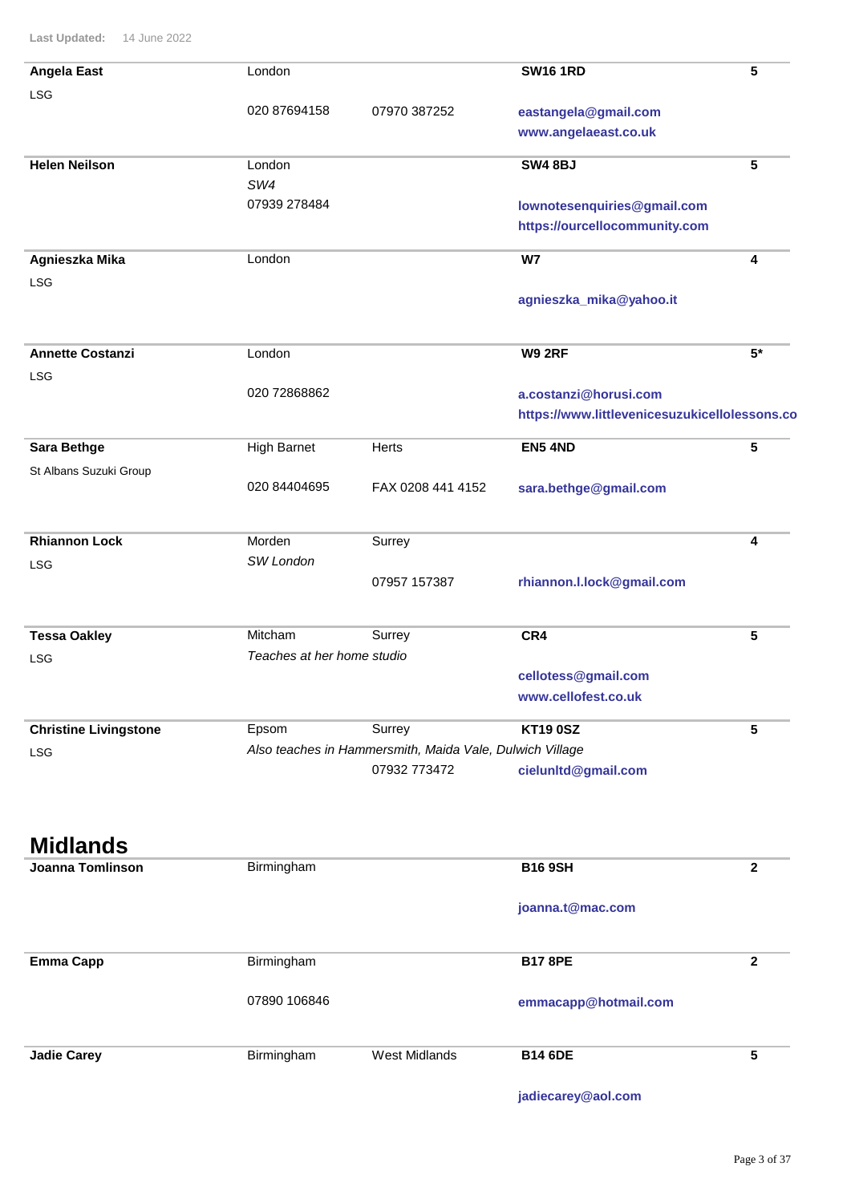Last Updated: 14 June 2022

| | | | | |
|---|---|---|---|---|
| **Angela East** | London | | **SW16 1RD** | **5** |
| LSG | 020 87694158 | 07970 387252 | **eastangela@gmail.com** | |
| | | | **www.angelaeast.co.uk** | |
| **Helen Neilson** | London | | **SW4 8BJ** | **5** |
| | *SW4* | | | |
| | 07939 278484 | | **lownotesenquiries@gmail.com** | |
| | | | **https://ourcellocommunity.com** | |
| **Agnieszka Mika** | London | | **W7** | **4** |
| LSG | | | **agnieszka_mika@yahoo.it** | |
| **Annette Costanzi** | London | | **W9 2RF** | **5*** |
| LSG | 020 72868862 | | **a.costanzi@horusi.com** | |
| | | | **https://www.littlevenicesuzukicellolessons.co** | |
| **Sara Bethge** | High Barnet | Herts | **EN5 4ND** | **5** |
| St Albans Suzuki Group | 020 84404695 | FAX 0208 441 4152 | **sara.bethge@gmail.com** | |
| **Rhiannon Lock** | Morden | Surrey | | **4** |
| LSG | *SW London* | | | |
| | | 07957 157387 | **rhiannon.l.lock@gmail.com** | |
| **Tessa Oakley** | Mitcham | Surrey | **CR4** | **5** |
| LSG | *Teaches at her home studio* | | | |
| | | | **cellotess@gmail.com** | |
| | | | **www.cellofest.co.uk** | |
| **Christine Livingstone** | Epsom | Surrey | **KT19 0SZ** | **5** |
| LSG | *Also teaches in Hammersmith, Maida Vale, Dulwich Village* | | | |
| | | 07932 773472 | **cielunltd@gmail.com** | |

## Midlands

| | | | | |
|---|---|---|---|---|
| **Joanna Tomlinson** | Birmingham | | **B16 9SH** | **2** |
| | | | **joanna.t@mac.com** | |
| **Emma Capp** | Birmingham | | **B17 8PE** | **2** |
| | 07890 106846 | | **emmacapp@hotmail.com** | |
| **Jadie Carey** | Birmingham | West Midlands | **B14 6DE** | **5** |
| | | | **jadiecarey@aol.com** | |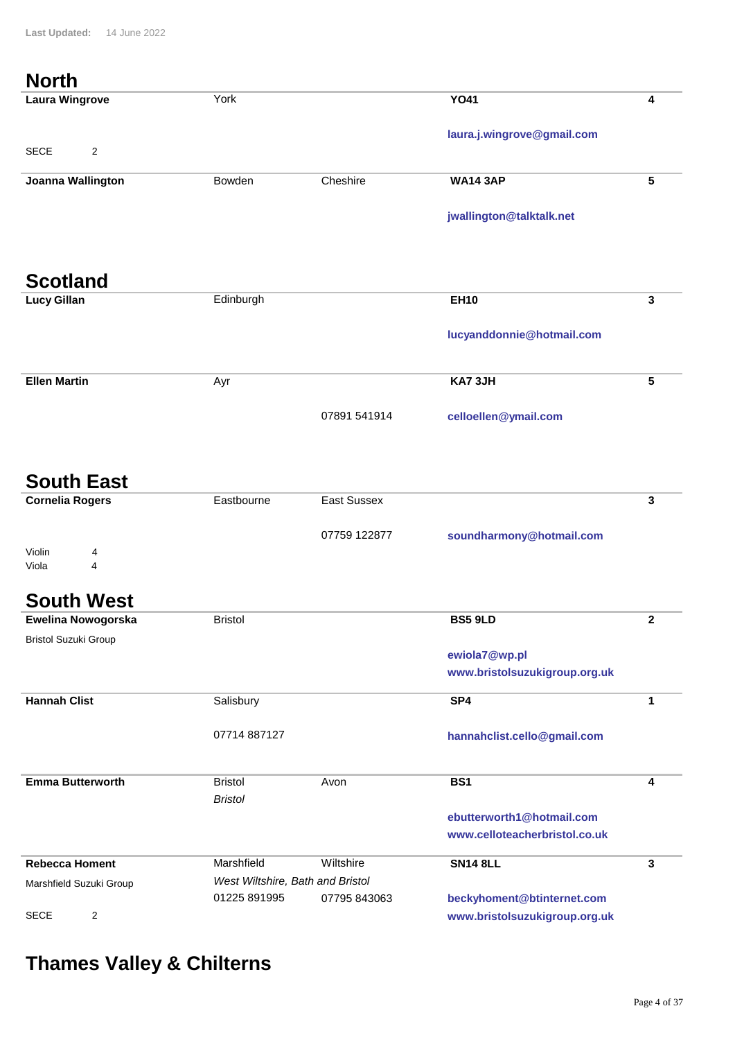Last Updated: 14 June 2022

## North

**Laura Wingrove** | York | | **YO41** | **4**

**laura.j.wingrove@gmail.com**

SECE 2

**Joanna Wallington** | Bowden | Cheshire | **WA14 3AP** | **5**

**jwallington@talktalk.net**

## Scotland

**Lucy Gillan** | Edinburgh | | **EH10** | **3**

**lucyanddonnie@hotmail.com**

**Ellen Martin** | Ayr | | **KA7 3JH** | **5**

07891 541914

**celloellen@ymail.com**

## South East

**Cornelia Rogers** | Eastbourne | East Sussex | | **3**

07759 122877

**soundharmony@hotmail.com**

Violin 4
Viola 4

## South West

**Ewelina Nowogorska** | Bristol | | **BS5 9LD** | **2**

Bristol Suzuki Group

**ewiola7@wp.pl**
**www.bristolsuzukigroup.org.uk**

**Hannah Clist** | Salisbury | | **SP4** | **1**

07714 887127

**hannahclist.cello@gmail.com**

**Emma Butterworth** | Bristol | Avon | **BS1** | **4**

*Bristol*

**ebutterworth1@hotmail.com**
**www.celloteacherbristol.co.uk**

**Rebecca Homent** | Marshfield | Wiltshire | **SN14 8LL** | **3**

Marshfield Suzuki Group

*West Wiltshire, Bath and Bristol*

01225 891995 | 07795 843063

**beckyhoment@btinternet.com**
**www.bristolsuzukigroup.org.uk**

SECE 2

## Thames Valley & Chilterns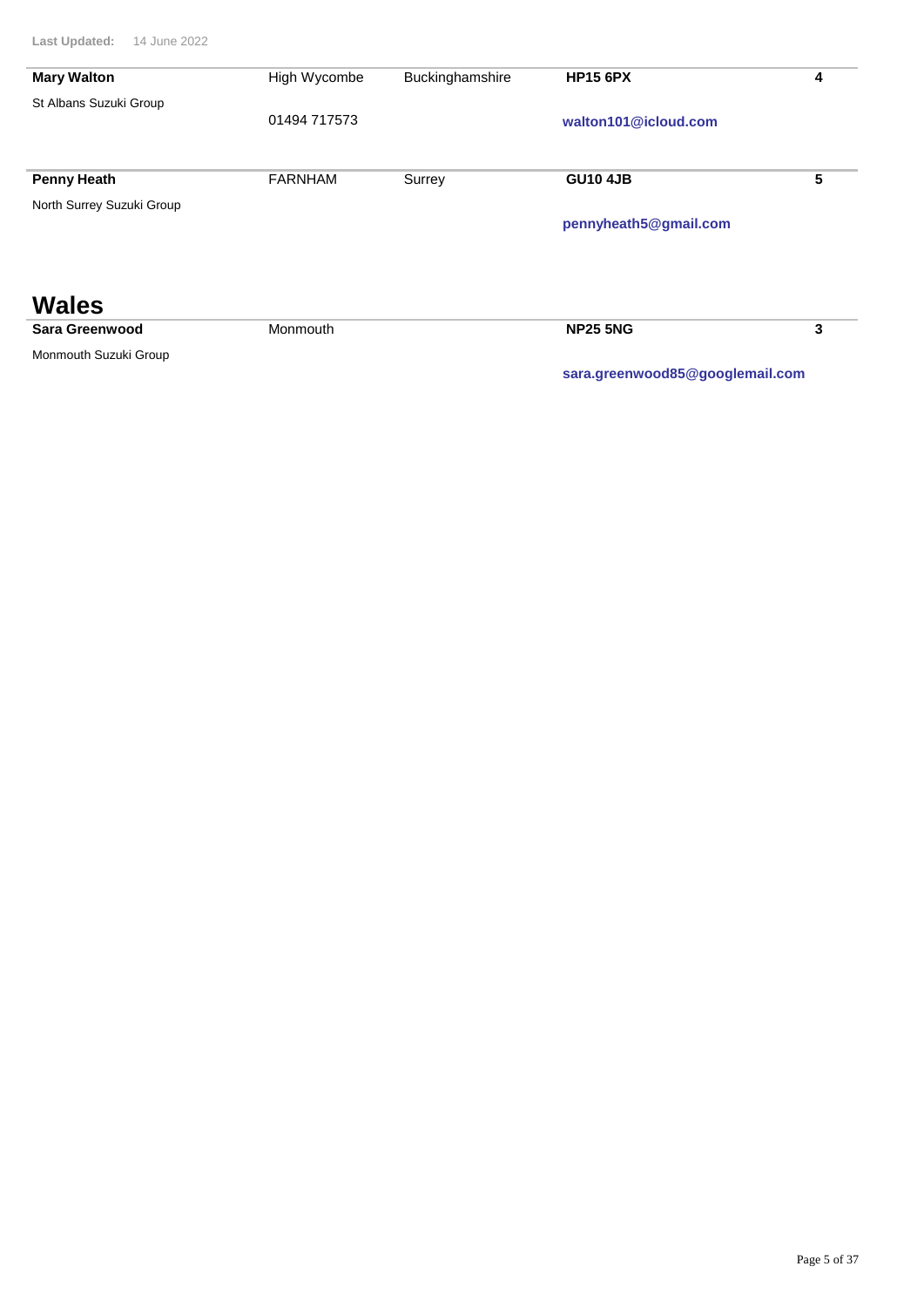Last Updated: 14 June 2022

| | | | | |
|---|---|---|---|---|
| **Mary Walton** | High Wycombe | Buckinghamshire | **HP15 6PX** | **4** |
| St Albans Suzuki Group | 01494 717573 | | **walton101@icloud.com** | |
| **Penny Heath** | FARNHAM | Surrey | **GU10 4JB** | **5** |
| North Surrey Suzuki Group | | | **pennyheath5@gmail.com** | |

## Wales

| | | | | |
|---|---|---|---|---|
| **Sara Greenwood** | Monmouth | | **NP25 5NG** | **3** |
| Monmouth Suzuki Group | | | **sara.greenwood85@googlemail.com** | |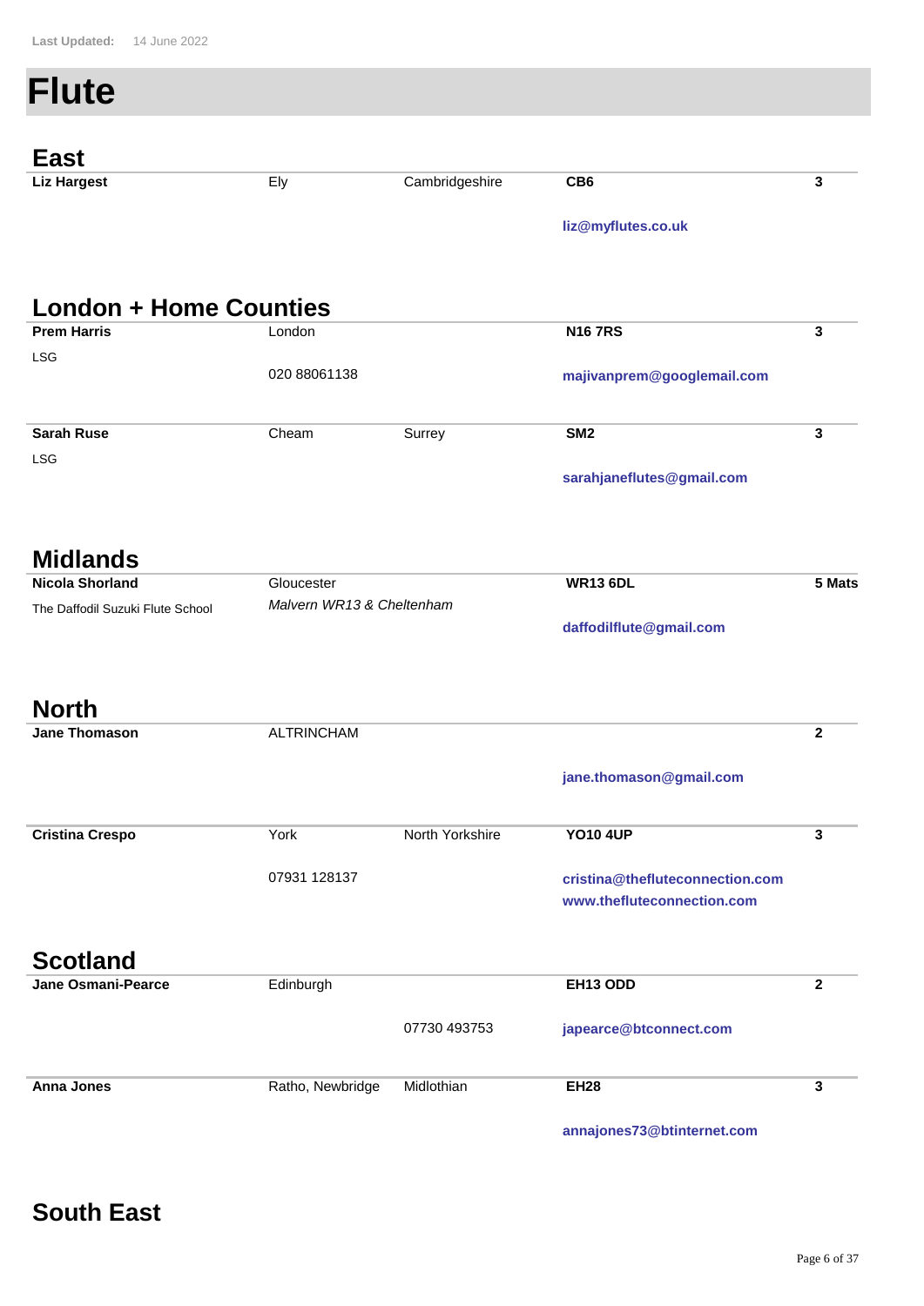Last Updated: 14 June 2022

# Flute

## East

| | | | | |
|---|---|---|---|---|
| **Liz Hargest** | Ely | Cambridgeshire | **CB6** | **3** |
| | | | **liz@myflutes.co.uk** | |

## London + Home Counties

| | | | | |
|---|---|---|---|---|
| **Prem Harris** | London | | **N16 7RS** | **3** |
| LSG | 020 88061138 | | **majivanprem@googlemail.com** | |
| **Sarah Ruse** | Cheam | Surrey | **SM2** | **3** |
| LSG | | | **sarahjaneflutes@gmail.com** | |

## Midlands

| | | | | |
|---|---|---|---|---|
| **Nicola Shorland** | Gloucester | | **WR13 6DL** | **5 Mats** |
| The Daffodil Suzuki Flute School | *Malvern WR13 & Cheltenham* | | **daffodilflute@gmail.com** | |

## North

| | | | | |
|---|---|---|---|---|
| **Jane Thomason** | ALTRINCHAM | | | **2** |
| | | | **jane.thomason@gmail.com** | |
| **Cristina Crespo** | York | North Yorkshire | **YO10 4UP** | **3** |
| | 07931 128137 | | **cristina@thefluteconnection.com** **www.thefluteconnection.com** | |

## Scotland

| | | | | |
|---|---|---|---|---|
| **Jane Osmani-Pearce** | Edinburgh | | **EH13 ODD** | **2** |
| | | 07730 493753 | **japearce@btconnect.com** | |
| **Anna Jones** | Ratho, Newbridge | Midlothian | **EH28** | **3** |
| | | | **annajones73@btinternet.com** | |

## South East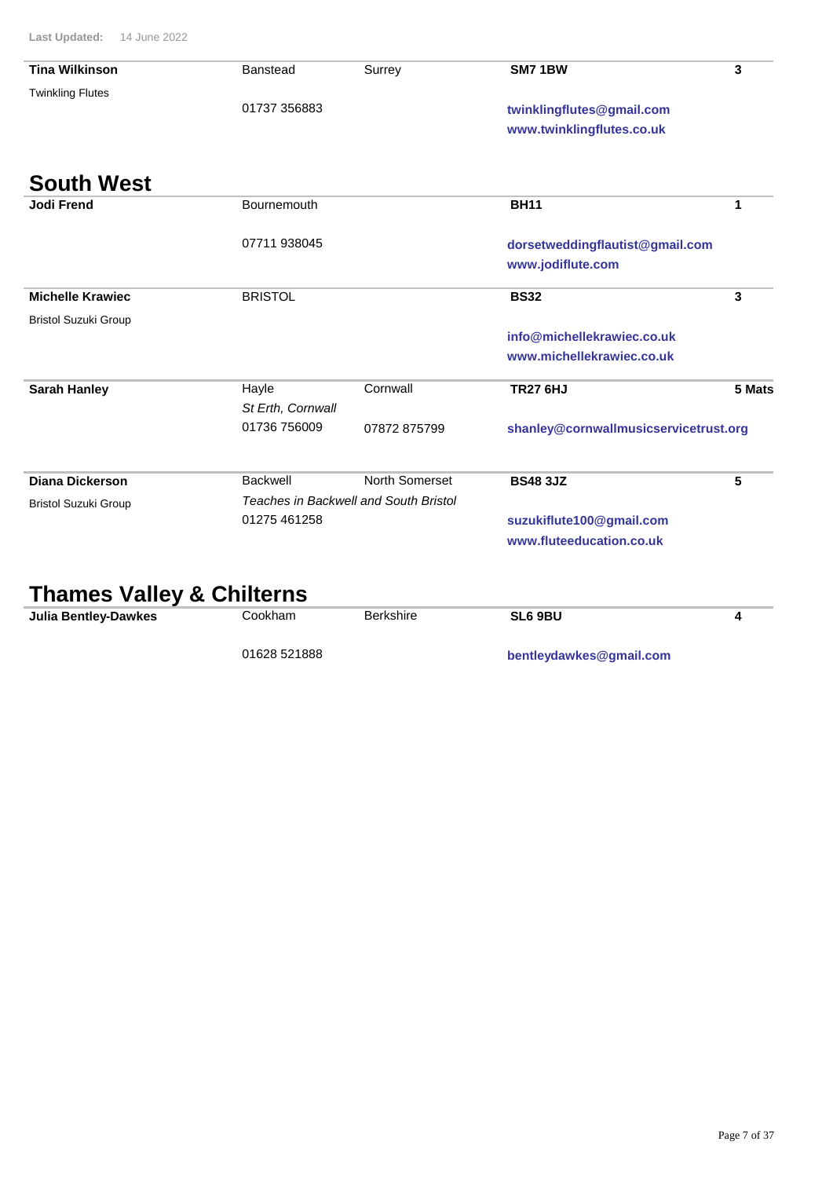Last Updated: 14 June 2022

| | | | | |
|---|---|---|---|---|
| **Tina Wilkinson** | Banstead | Surrey | **SM7 1BW** | **3** |
| Twinkling Flutes | 01737 356883 | | **twinklingflutes@gmail.com** | |
| | | | **www.twinklingflutes.co.uk** | |

## South West

| | | | | |
|---|---|---|---|---|
| **Jodi Frend** | Bournemouth | | **BH11** | **1** |
| | 07711 938045 | | **dorsetweddingflautist@gmail.com** | |
| | | | **www.jodiflute.com** | |
| **Michelle Krawiec** | BRISTOL | | **BS32** | **3** |
| Bristol Suzuki Group | | | **info@michellekrawiec.co.uk** | |
| | | | **www.michellekrawiec.co.uk** | |
| **Sarah Hanley** | Hayle | Cornwall | **TR27 6HJ** | **5 Mats** |
| | *St Erth, Cornwall* | | | |
| | 01736 756009 | 07872 875799 | **shanley@cornwallmusicservicetrust.org** | |
| **Diana Dickerson** | Backwell | North Somerset | **BS48 3JZ** | **5** |
| Bristol Suzuki Group | *Teaches in Backwell and South Bristol* | | | |
| | 01275 461258 | | **suzukiflute100@gmail.com** | |
| | | | **www.fluteeducation.co.uk** | |

## Thames Valley & Chilterns

| | | | | |
|---|---|---|---|---|
| **Julia Bentley-Dawkes** | Cookham | Berkshire | **SL6 9BU** | **4** |
| | 01628 521888 | | **bentleydawkes@gmail.com** | |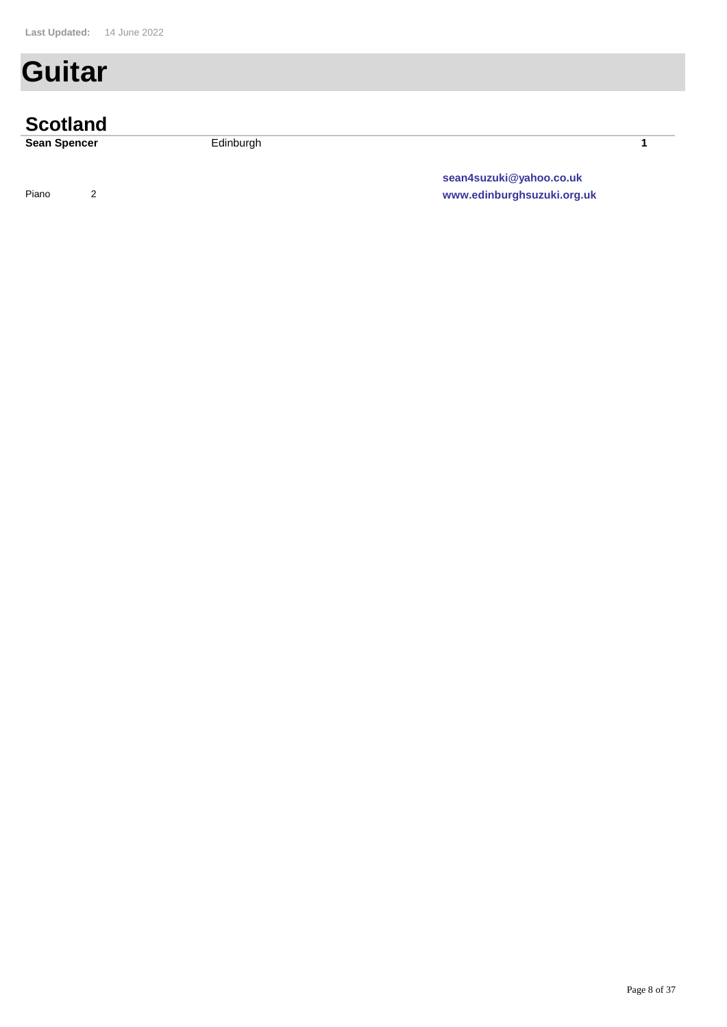Last Updated: 14 June 2022

# Guitar

## Scotland

**Sean Spencer** Edinburgh **1**

Piano 2

**sean4suzuki@yahoo.co.uk**
**www.edinburghsuzuki.org.uk**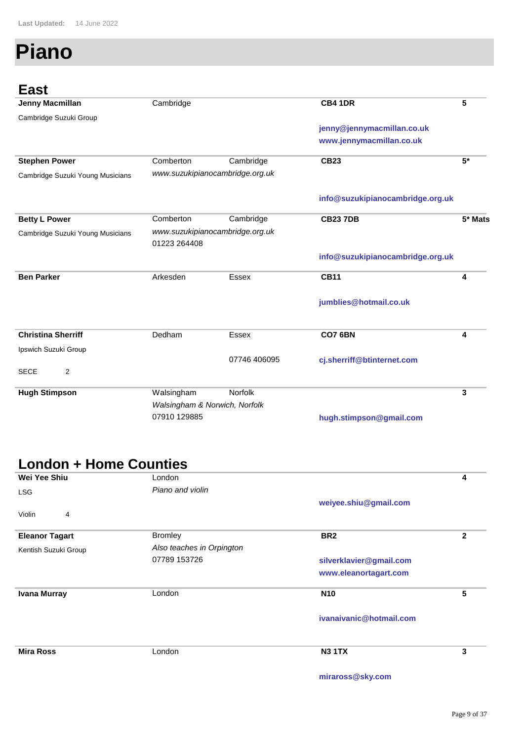Last Updated: 14 June 2022

# Piano

## East

**Jenny Macmillan**
Cambridge Suzuki Group
Cambridge
**CB4 1DR**
**5**
**jenny@jennymacmillan.co.uk**
**www.jennymacmillan.co.uk**

---

**Stephen Power**
Cambridge Suzuki Young Musicians
Comberton Cambridge
*www.suzukipianocambridge.org.uk*
**CB23**
**5***
**info@suzukipianocambridge.org.uk**

---

**Betty L Power**
Cambridge Suzuki Young Musicians
Comberton Cambridge
*www.suzukipianocambridge.org.uk*
01223 264408
**CB23 7DB**
**5* Mats**
**info@suzukipianocambridge.org.uk**

---

**Ben Parker**
Arkesden Essex
**CB11**
**4**
**jumblies@hotmail.co.uk**

---

**Christina Sherriff**
Ipswich Suzuki Group
SECE 2
Dedham Essex
07746 406095
**CO7 6BN**
**4**
**cj.sherriff@btinternet.com**

---

**Hugh Stimpson**
Walsingham Norfolk
*Walsingham & Norwich, Norfolk*
07910 129885
**3**
**hugh.stimpson@gmail.com**

## London + Home Counties

**Wei Yee Shiu**
LSG
Violin 4
London
*Piano and violin*
**4**
**weiyee.shiu@gmail.com**

---

**Eleanor Tagart**
Kentish Suzuki Group
Bromley
*Also teaches in Orpington*
07789 153726
**BR2**
**2**
**silverklavier@gmail.com**
**www.eleanortagart.com**

---

**Ivana Murray**
London
**N10**
**5**
**ivanaivanic@hotmail.com**

---

**Mira Ross**
London
**N3 1TX**
**3**
**miraross@sky.com**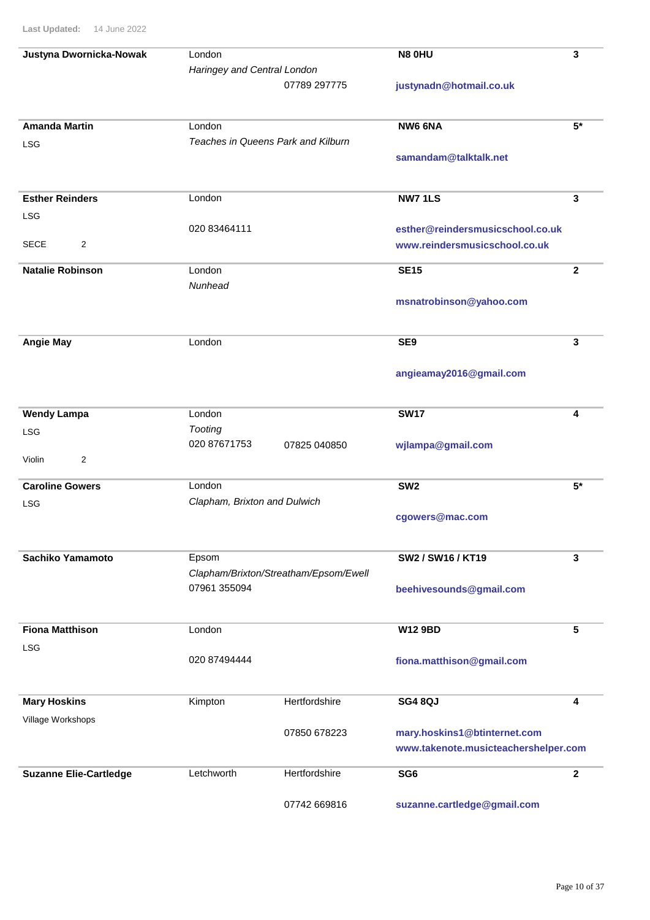Last Updated: 14 June 2022

| Name | Location | | Postcode / Contact | |
|---|---|---|---|---|
| **Justyna Dwornicka-Nowak** | London<br>*Haringey and Central London* | 07789 297775 | **N8 0HU**<br>**justynadn@hotmail.co.uk** | **3** |
| **Amanda Martin**<br>LSG | London<br>*Teaches in Queens Park and Kilburn* | | **NW6 6NA**<br>**samandam@talktalk.net** | **5*** |
| **Esther Reinders**<br>LSG<br>SECE 2 | London<br>020 83464111 | | **NW7 1LS**<br>**esther@reindersmusicschool.co.uk**<br>**www.reindersmusicschool.co.uk** | **3** |
| **Natalie Robinson** | London<br>*Nunhead* | | **SE15**<br>**msnatrobinson@yahoo.com** | **2** |
| **Angie May** | London | | **SE9**<br>**angieamay2016@gmail.com** | **3** |
| **Wendy Lampa**<br>LSG<br>Violin 2 | London<br>*Tooting*<br>020 87671753 | 07825 040850 | **SW17**<br>**wjlampa@gmail.com** | **4** |
| **Caroline Gowers**<br>LSG | London<br>*Clapham, Brixton and Dulwich* | | **SW2**<br>**cgowers@mac.com** | **5*** |
| **Sachiko Yamamoto** | Epsom<br>*Clapham/Brixton/Streatham/Epsom/Ewell*<br>07961 355094 | | **SW2 / SW16 / KT19**<br>**beehivesounds@gmail.com** | **3** |
| **Fiona Matthison**<br>LSG | London<br>020 87494444 | | **W12 9BD**<br>**fiona.matthison@gmail.com** | **5** |
| **Mary Hoskins**<br>Village Workshops | Kimpton | Hertfordshire<br>07850 678223 | **SG4 8QJ**<br>**mary.hoskins1@btinternet.com**<br>**www.takenote.musicteachershelper.com** | **4** |
| **Suzanne Elie-Cartledge** | Letchworth | Hertfordshire<br>07742 669816 | **SG6**<br>**suzanne.cartledge@gmail.com** | **2** |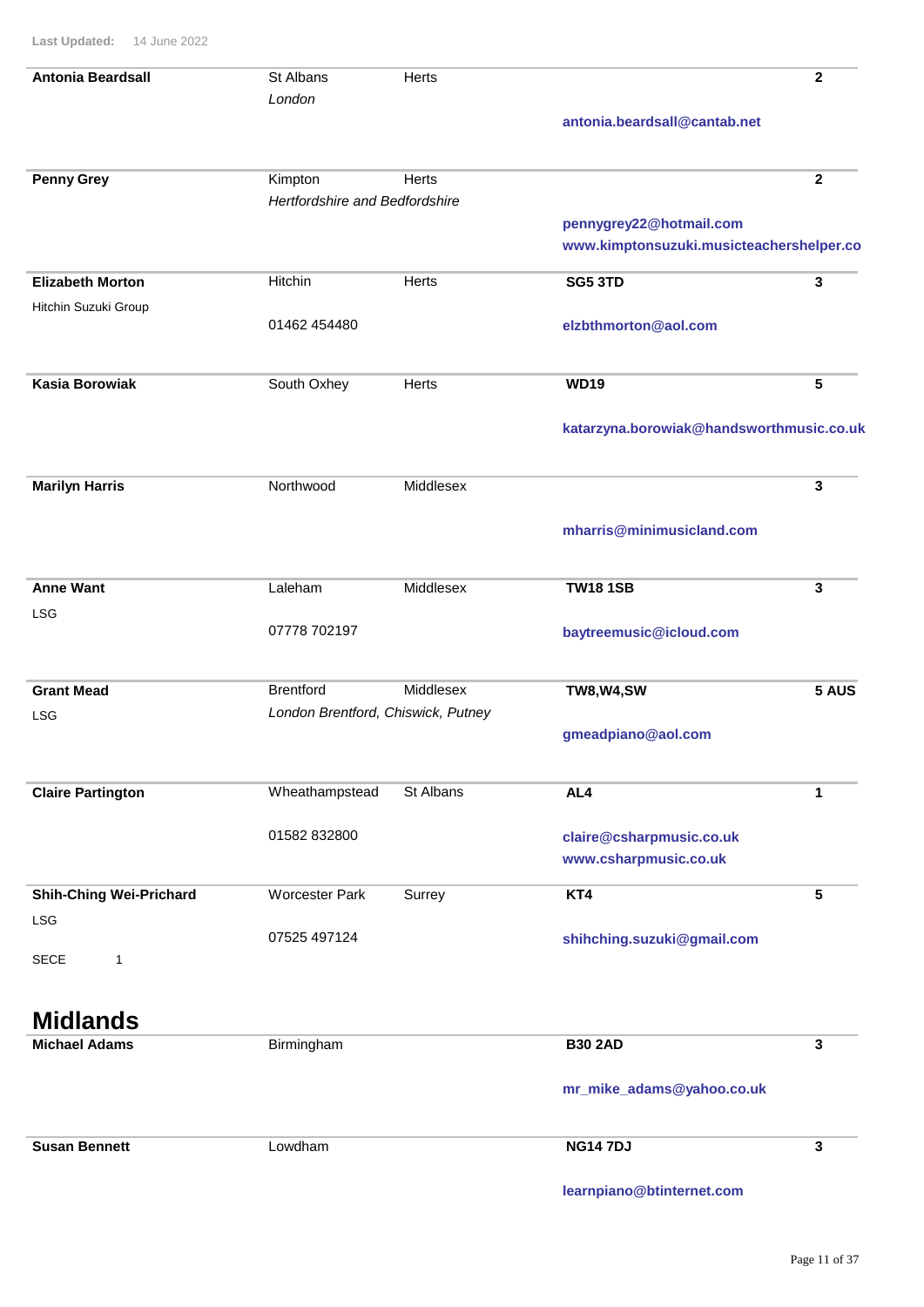Last Updated: 14 June 2022

| Name | Town | County | Postcode / Contact | Level |
|---|---|---|---|---|
| **Antonia Beardsall** | St Albans<br>*London* | Herts | **antonia.beardsall@cantab.net** | **2** |
| **Penny Grey** | Kimpton<br>*Hertfordshire and Bedfordshire* | Herts | **pennygrey22@hotmail.com**<br>**www.kimptonsuzuki.musicteachershelper.co** | **2** |
| **Elizabeth Morton**<br>Hitchin Suzuki Group | Hitchin<br>01462 454480 | Herts | **SG5 3TD**<br>**elzbthmorton@aol.com** | **3** |
| **Kasia Borowiak** | South Oxhey | Herts | **WD19**<br>**katarzyna.borowiak@handsworthmusic.co.uk** | **5** |
| **Marilyn Harris** | Northwood | Middlesex | **mharris@minimusicland.com** | **3** |
| **Anne Want**<br>LSG | Laleham<br>07778 702197 | Middlesex | **TW18 1SB**<br>**baytreemusic@icloud.com** | **3** |
| **Grant Mead**<br>LSG | Brentford<br>*London Brentford, Chiswick, Putney* | Middlesex | **TW8,W4,SW**<br>**gmeadpiano@aol.com** | **5 AUS** |
| **Claire Partington** | Wheathampstead<br>01582 832800 | St Albans | **AL4**<br>**claire@csharpmusic.co.uk**<br>**www.csharpmusic.co.uk** | **1** |
| **Shih-Ching Wei-Prichard**<br>LSG<br>SECE 1 | Worcester Park<br>07525 497124 | Surrey | **KT4**<br>**shihching.suzuki@gmail.com** | **5** |

## Midlands

| Name | Town | County | Postcode / Contact | Level |
|---|---|---|---|---|
| **Michael Adams** | Birmingham | | **B30 2AD**<br>**mr_mike_adams@yahoo.co.uk** | **3** |
| **Susan Bennett** | Lowdham | | **NG14 7DJ**<br>**learnpiano@btinternet.com** | **3** |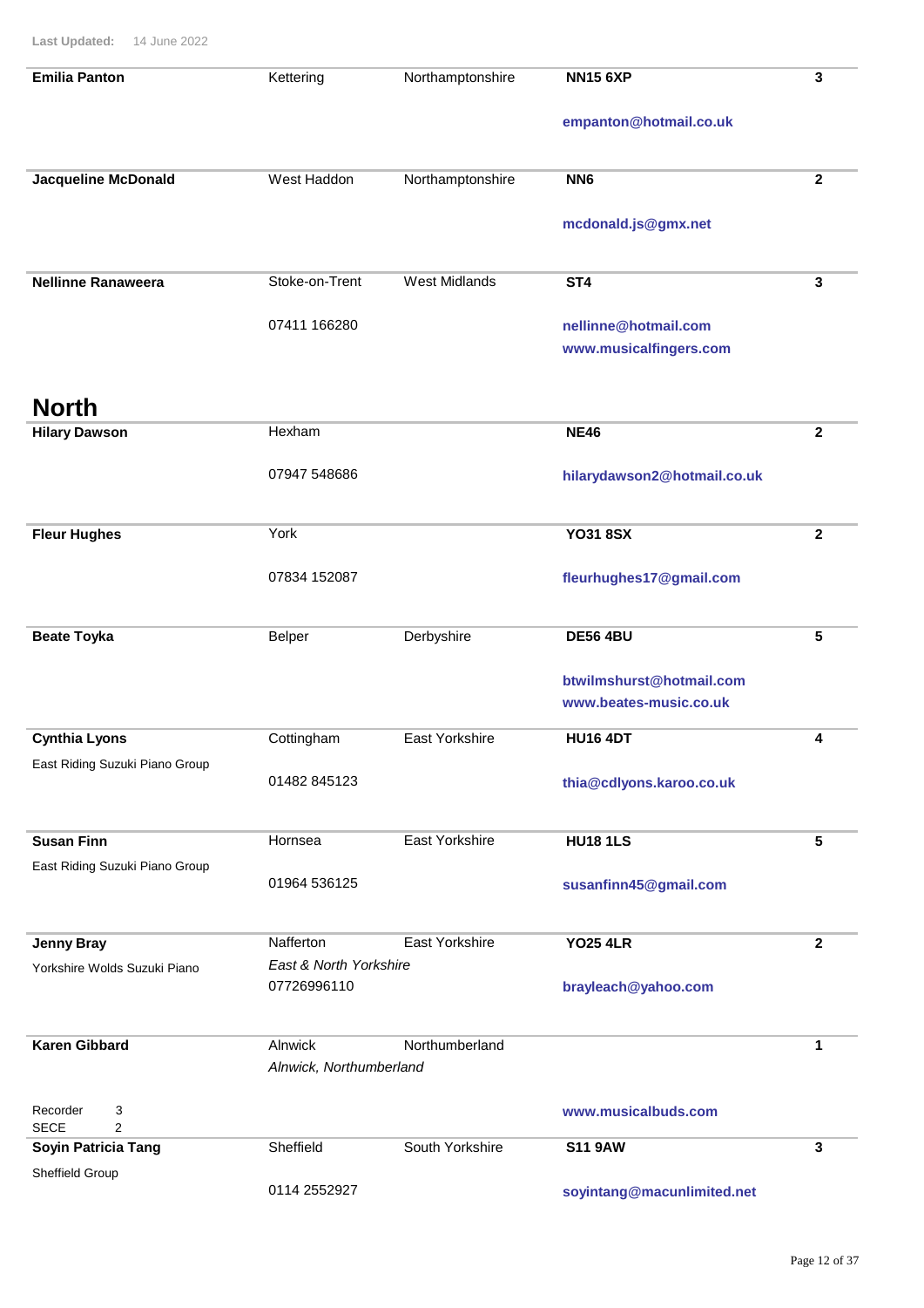Last Updated: 14 June 2022

| Name | Town | County | Postcode / Contact | Level |
|---|---|---|---|---|
| **Emilia Panton** | Kettering | Northamptonshire | **NN15 6XP** | **3** |
| | | | **empanton@hotmail.co.uk** | |
| **Jacqueline McDonald** | West Haddon | Northamptonshire | **NN6** | **2** |
| | | | **mcdonald.js@gmx.net** | |
| **Nellinne Ranaweera** | Stoke-on-Trent | West Midlands | **ST4** | **3** |
| | 07411 166280 | | **nellinne@hotmail.com** | |
| | | | **www.musicalfingers.com** | |

## North

| Name | Town | County | Postcode / Contact | Level |
|---|---|---|---|---|
| **Hilary Dawson** | Hexham | | **NE46** | **2** |
| | 07947 548686 | | **hilarydawson2@hotmail.co.uk** | |
| **Fleur Hughes** | York | | **YO31 8SX** | **2** |
| | 07834 152087 | | **fleurhughes17@gmail.com** | |
| **Beate Toyka** | Belper | Derbyshire | **DE56 4BU** | **5** |
| | | | **btwilmshurst@hotmail.com** | |
| | | | **www.beates-music.co.uk** | |
| **Cynthia Lyons** | Cottingham | East Yorkshire | **HU16 4DT** | **4** |
| East Riding Suzuki Piano Group | 01482 845123 | | **thia@cdlyons.karoo.co.uk** | |
| **Susan Finn** | Hornsea | East Yorkshire | **HU18 1LS** | **5** |
| East Riding Suzuki Piano Group | 01964 536125 | | **susanfinn45@gmail.com** | |
| **Jenny Bray** | Nafferton | East Yorkshire | **YO25 4LR** | **2** |
| Yorkshire Wolds Suzuki Piano | *East & North Yorkshire* | | | |
| | 07726996110 | | **brayleach@yahoo.com** | |
| **Karen Gibbard** | Alnwick | Northumberland | | **1** |
| | *Alnwick, Northumberland* | | | |
| Recorder 3 | | | **www.musicalbuds.co.uk** | |
| SECE 2 | | | | |
| **Soyin Patricia Tang** | Sheffield | South Yorkshire | **S11 9AW** | **3** |
| Sheffield Group | 0114 2552927 | | **soyintang@macunlimited.net** | |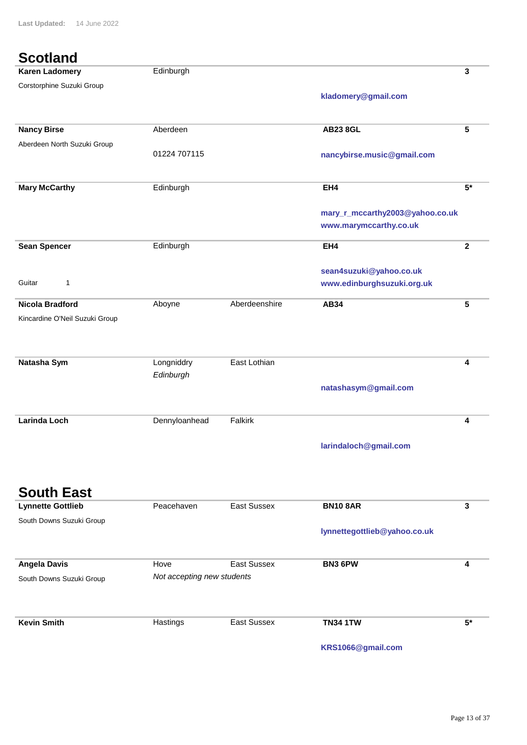Last Updated: 14 June 2022

## Scotland

| Name | Town | County | Postcode / Contact | Level |
|---|---|---|---|---|
| **Karen Ladomery**<br>Corstorphine Suzuki Group | Edinburgh | | **kladomery@gmail.com** | **3** |
| **Nancy Birse**<br>Aberdeen North Suzuki Group | Aberdeen<br>01224 707115 | | **AB23 8GL**<br>**nancybirse.music@gmail.com** | **5** |
| **Mary McCarthy** | Edinburgh | | **EH4**<br>**mary_r_mccarthy2003@yahoo.co.uk**<br>**www.marymccarthy.co.uk** | **5*** |
| **Sean Spencer**<br>Guitar 1 | Edinburgh | | **EH4**<br>**sean4suzuki@yahoo.co.uk**<br>**www.edinburghsuzuki.org.uk** | **2** |
| **Nicola Bradford**<br>Kincardine O'Neil Suzuki Group | Aboyne | Aberdeenshire | **AB34** | **5** |
| **Natasha Sym** | Longniddry<br>*Edinburgh* | East Lothian | **natashasym@gmail.com** | **4** |
| **Larinda Loch** | Dennyloanhead | Falkirk | **larindaloch@gmail.com** | **4** |

## South East

| Name | Town | County | Postcode / Contact | Level |
|---|---|---|---|---|
| **Lynnette Gottlieb**<br>South Downs Suzuki Group | Peacehaven | East Sussex | **BN10 8AR**<br>**lynnettegottlieb@yahoo.co.uk** | **3** |
| **Angela Davis**<br>South Downs Suzuki Group | Hove<br>*Not accepting new students* | East Sussex | **BN3 6PW** | **4** |
| **Kevin Smith** | Hastings | East Sussex | **TN34 1TW**<br>**KRS1066@gmail.com** | **5*** |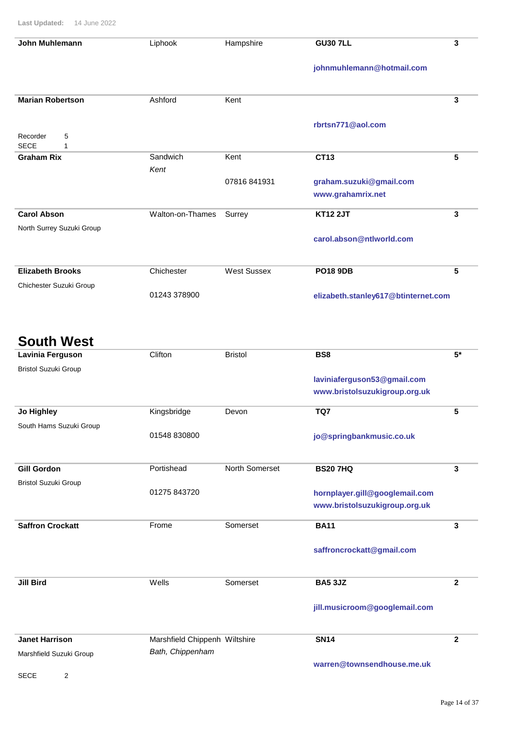Last Updated: 14 June 2022

| Name | Town | County | Postcode / Contact | Level |
|---|---|---|---|---|
| **John Muhlemann** | Liphook | Hampshire | **GU30 7LL** | **3** |
| | | | **johnmuhlemann@hotmail.com** | |
| **Marian Robertson** | Ashford | Kent | | **3** |
| Recorder 5<br>SECE 1 | | | **rbrtsn771@aol.com** | |
| **Graham Rix** | Sandwich<br>*Kent* | Kent | **CT13** | **5** |
| | | 07816 841931 | **graham.suzuki@gmail.com**<br>**www.grahamrix.net** | |
| **Carol Abson** | Walton-on-Thames | Surrey | **KT12 2JT** | **3** |
| North Surrey Suzuki Group | | | **carol.abson@ntlworld.com** | |
| **Elizabeth Brooks** | Chichester | West Sussex | **PO18 9DB** | **5** |
| Chichester Suzuki Group | 01243 378900 | | **elizabeth.stanley617@btinternet.com** | |

## South West

| Name | Town | County | Postcode / Contact | Level |
|---|---|---|---|---|
| **Lavinia Ferguson** | Clifton | Bristol | **BS8** | **5*** |
| Bristol Suzuki Group | | | **laviniaferguson53@gmail.com**<br>**www.bristolsuzukigroup.org.uk** | |
| **Jo Highley** | Kingsbridge | Devon | **TQ7** | **5** |
| South Hams Suzuki Group | 01548 830800 | | **jo@springbankmusic.co.uk** | |
| **Gill Gordon** | Portishead | North Somerset | **BS20 7HQ** | **3** |
| Bristol Suzuki Group | 01275 843720 | | **hornplayer.gill@googlemail.com**<br>**www.bristolsuzukigroup.org.uk** | |
| **Saffron Crockatt** | Frome | Somerset | **BA11** | **3** |
| | | | **saffroncrockatt@gmail.com** | |
| **Jill Bird** | Wells | Somerset | **BA5 3JZ** | **2** |
| | | | **jill.musicroom@googlemail.com** | |
| **Janet Harrison** | Marshfield Chippenh<br>*Bath, Chippenham* | Wiltshire | **SN14** | **2** |
| Marshfield Suzuki Group<br>SECE 2 | | | **warren@townsendhouse.me.uk** | |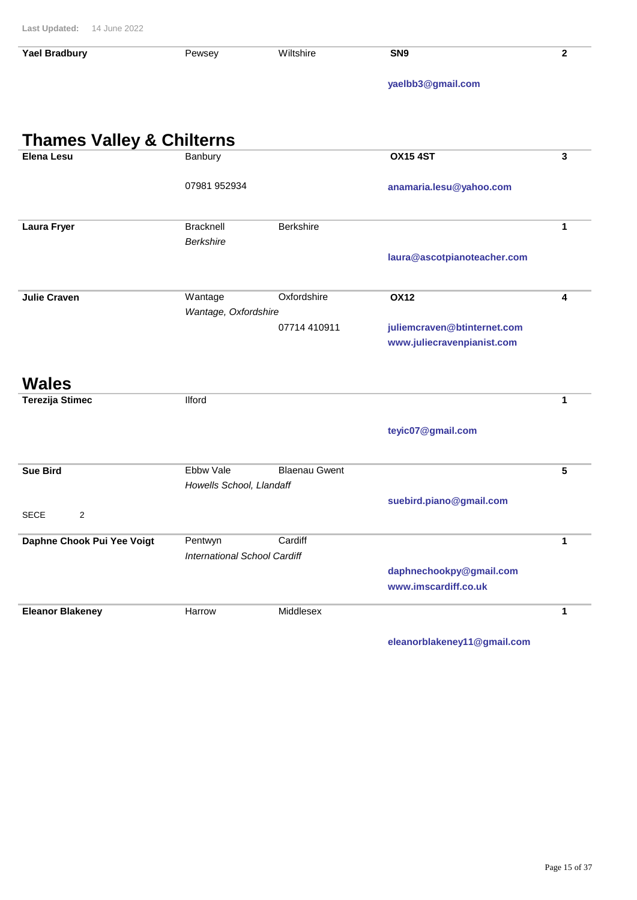Last Updated: 14 June 2022

| | | | | |
|---|---|---|---|---|
| **Yael Bradbury** | Pewsey | Wiltshire | **SN9** | **2** |
| | | | **yaelbb3@gmail.com** | |

## Thames Valley & Chilterns

| | | | | |
|---|---|---|---|---|
| **Elena Lesu** | Banbury | | **OX15 4ST** | **3** |
| | 07981 952934 | | **anamaria.lesu@yahoo.com** | |
| **Laura Fryer** | Bracknell<br>*Berkshire* | Berkshire | | **1** |
| | | | **laura@ascotpianoteacher.com** | |
| **Julie Craven** | Wantage<br>*Wantage, Oxfordshire* | Oxfordshire | **OX12** | **4** |
| | | 07714 410911 | **juliemcraven@btinternet.com**<br>**www.juliecravenpianist.com** | |

## Wales

| | | | | |
|---|---|---|---|---|
| **Terezija Stimec** | Ilford | | | **1** |
| | | | **teyic07@gmail.com** | |
| **Sue Bird** | Ebbw Vale<br>*Howells School, Llandaff* | Blaenau Gwent | | **5** |
| SECE 2 | | | **suebird.piano@gmail.com** | |
| **Daphne Chook Pui Yee Voigt** | Pentwyn<br>*International School Cardiff* | Cardiff | | **1** |
| | | | **daphnechookpy@gmail.com**<br>**www.imscardiff.co.uk** | |
| **Eleanor Blakeney** | Harrow | Middlesex | | **1** |
| | | | **eleanorblakeney11@gmail.com** | |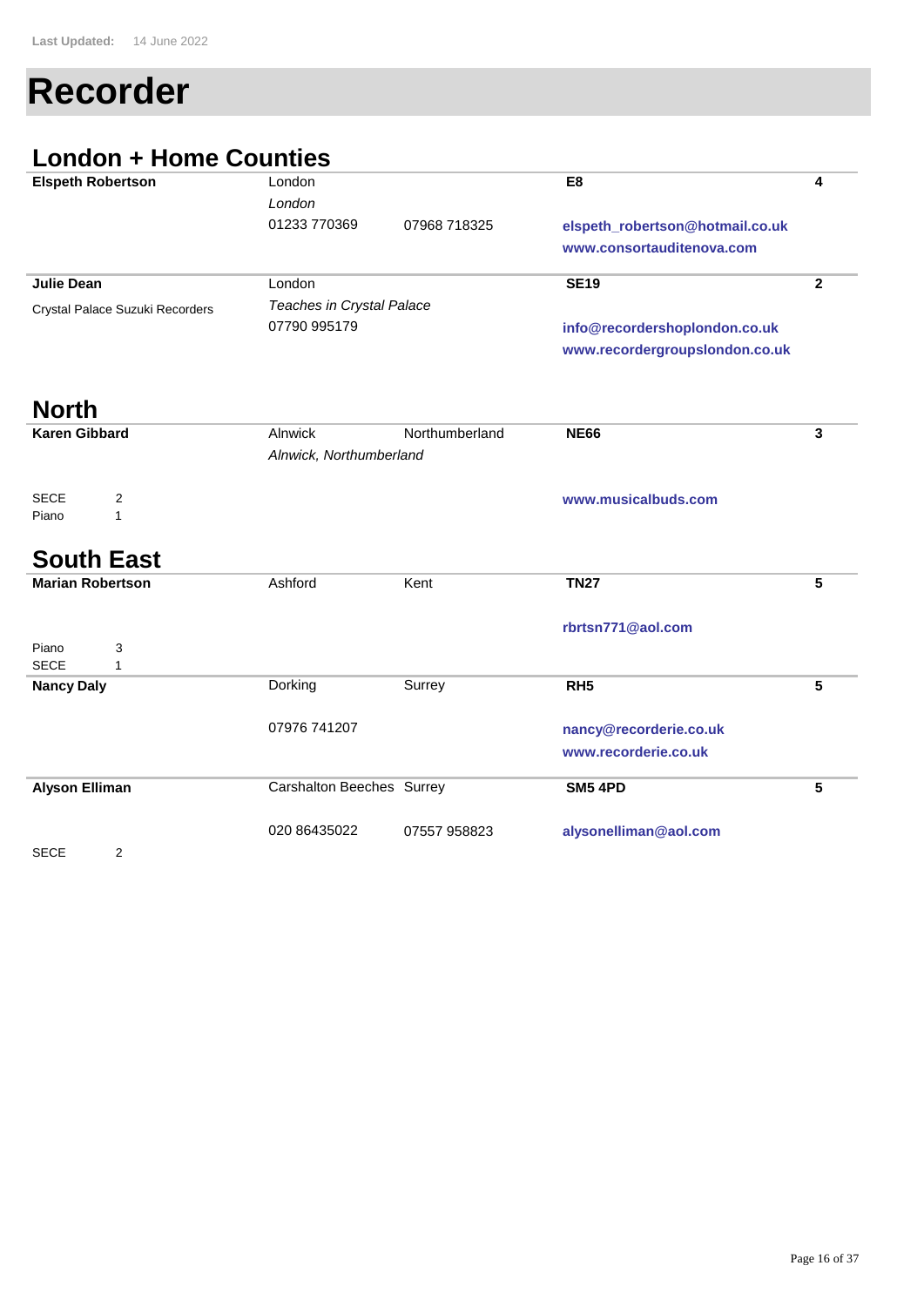Last Updated: 14 June 2022

# Recorder

## London + Home Counties

**Elspeth Robertson** | London | | **E8** | **4**

*London*

01233 770369 | 07968 718325

**elspeth_robertson@hotmail.co.uk**
**www.consortauditenova.com**

---

**Julie Dean** | London | | **SE19** | **2**

Crystal Palace Suzuki Recorders

*Teaches in Crystal Palace*

07790 995179

**info@recordershoplondon.co.uk**
**www.recordergroupslondon.co.uk**

## North

**Karen Gibbard** | Alnwick | Northumberland | **NE66** | **3**

*Alnwick, Northumberland*

SECE 2
Piano 1

**www.musicalbuds.com**

## South East

**Marian Robertson** | Ashford | Kent | **TN27** | **5**

**rbrtsn771@aol.com**

Piano 3
SECE 1

---

**Nancy Daly** | Dorking | Surrey | **RH5** | **5**

07976 741207

**nancy@recorderie.co.uk**
**www.recorderie.co.uk**

---

**Alyson Elliman** | Carshalton Beeches | Surrey | **SM5 4PD** | **5**

020 86435022 | 07557 958823

**alysonelliman@aol.com**

SECE 2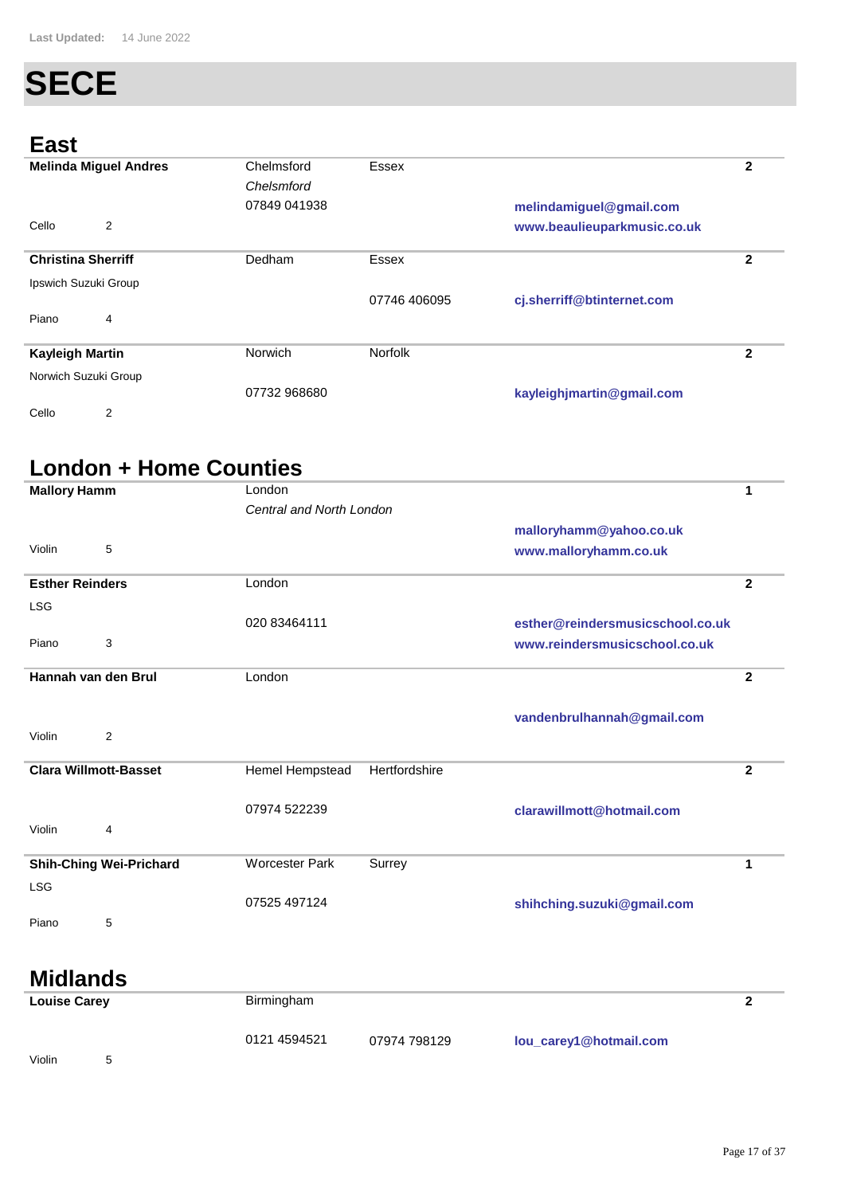Last Updated: 14 June 2022

# SECE

## East

**Melinda Miguel Andres** | Chelmsford | Essex | **2**
*Chelsmford*
07849 041938
**melindamiguel@gmail.com**
**www.beaulieuparkmusic.co.uk**
Cello 2

**Christina Sherriff** | Dedham | Essex | **2**
Ipswich Suzuki Group
07746 406095
**cj.sherriff@btinternet.com**
Piano 4

**Kayleigh Martin** | Norwich | Norfolk | **2**
Norwich Suzuki Group
07732 968680
**kayleighjmartin@gmail.com**
Cello 2

## London + Home Counties

**Mallory Hamm** | London | **1**
*Central and North London*
**malloryhamm@yahoo.co.uk**
**www.malloryhamm.co.uk**
Violin 5

**Esther Reinders** | London | **2**
LSG
020 83464111
**esther@reindersmusicschool.co.uk**
**www.reindersmusicschool.co.uk**
Piano 3

**Hannah van den Brul** | London | **2**
**vandenbrulhannah@gmail.com**
Violin 2

**Clara Willmott-Basset** | Hemel Hempstead | Hertfordshire | **2**
07974 522239
**clarawillmott@hotmail.com**
Violin 4

**Shih-Ching Wei-Prichard** | Worcester Park | Surrey | **1**
LSG
07525 497124
**shihching.suzuki@gmail.com**
Piano 5

## Midlands

**Louise Carey** | Birmingham | **2**
0121 4594521
07974 798129
**lou_carey1@hotmail.com**
Violin 5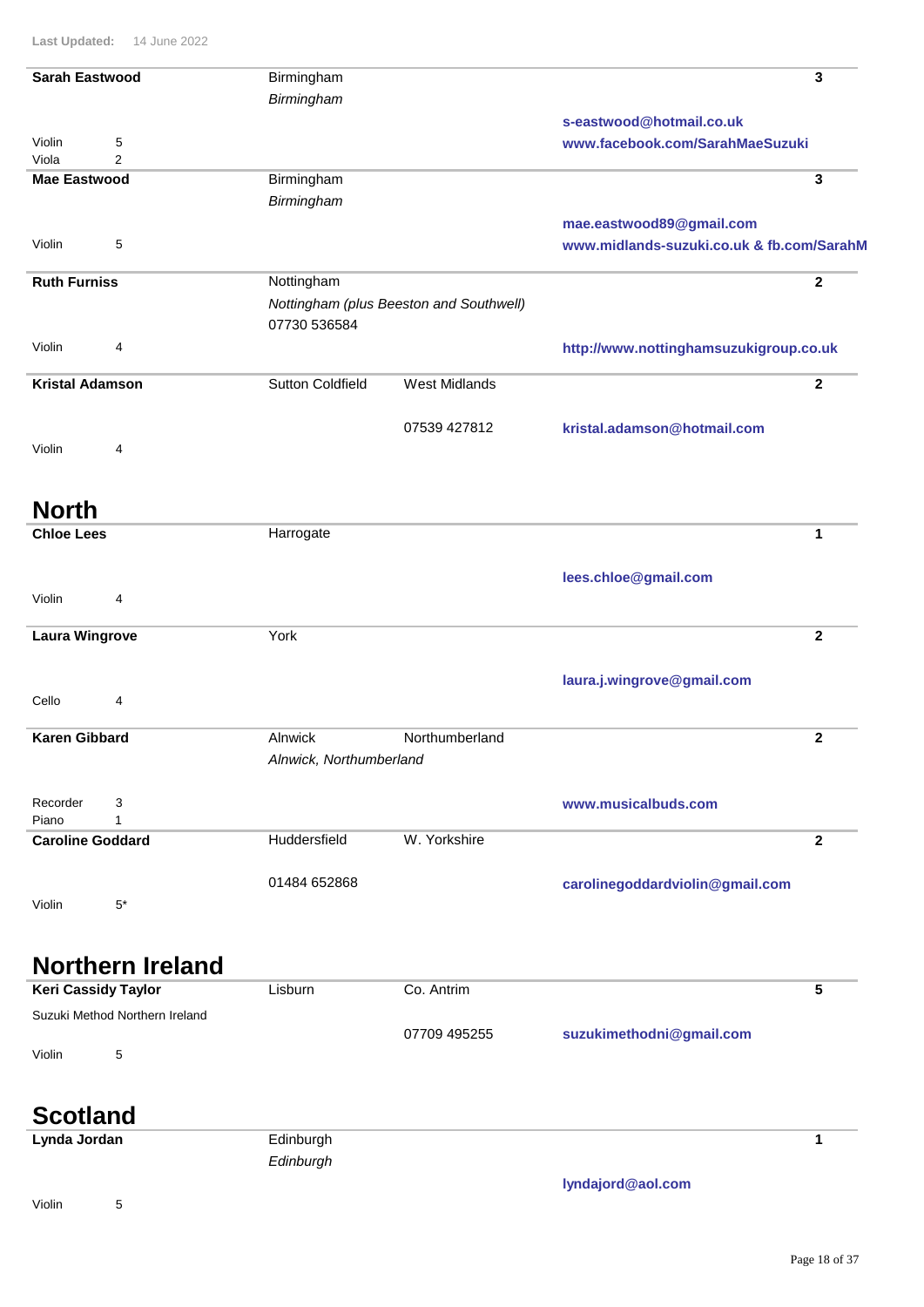Last Updated: 14 June 2022

**Sarah Eastwood** — Birmingham — 3

*Birmingham*

s-eastwood@hotmail.co.uk
www.facebook.com/SarahMaeSuzuki

| | |
|---|---|
| Violin | 5 |
| Viola | 2 |

**Mae Eastwood** — Birmingham — 3

*Birmingham*

mae.eastwood89@gmail.com
www.midlands-suzuki.co.uk & fb.com/SarahM

| | |
|---|---|
| Violin | 5 |

**Ruth Furniss** — Nottingham — 2

*Nottingham (plus Beeston and Southwell)*

07730 536584

http://www.nottinghamsuzukigroup.co.uk

| | |
|---|---|
| Violin | 4 |

**Kristal Adamson** — Sutton Coldfield — West Midlands — 2

07539 427812
kristal.adamson@hotmail.com

| | |
|---|---|
| Violin | 4 |

## North

**Chloe Lees** — Harrogate — 1

lees.chloe@gmail.com

| | |
|---|---|
| Violin | 4 |

**Laura Wingrove** — York — 2

laura.j.wingrove@gmail.com

| | |
|---|---|
| Cello | 4 |

**Karen Gibbard** — Alnwick — Northumberland — 2

*Alnwick, Northumberland*

www.musicalbuds.com

| | |
|---|---|
| Recorder | 3 |
| Piano | 1 |

**Caroline Goddard** — Huddersfield — W. Yorkshire — 2

01484 652868
carolinegoddardviolin@gmail.com

| | |
|---|---|
| Violin | 5* |

## Northern Ireland

**Keri Cassidy Taylor** — Lisburn — Co. Antrim — 5

Suzuki Method Northern Ireland

07709 495255
suzukimethodni@gmail.com

| | |
|---|---|
| Violin | 5 |

## Scotland

**Lynda Jordan** — Edinburgh — 1

*Edinburgh*

lyndajord@aol.com

| | |
|---|---|
| Violin | 5 |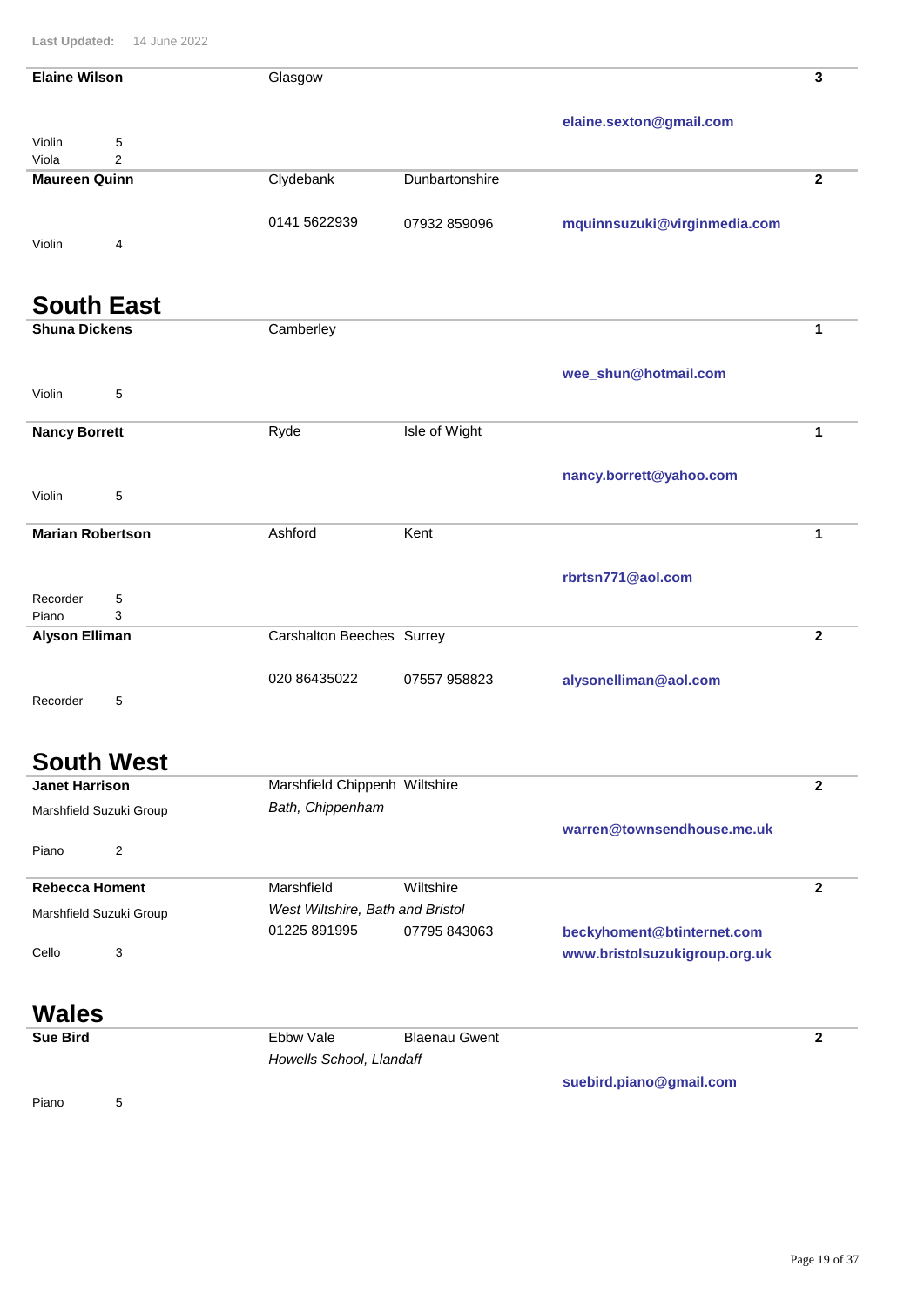Last Updated: 14 June 2022

**Elaine Wilson** | Glasgow | | | **3**

**elaine.sexton@gmail.com**

Violin 5
Viola 2

**Maureen Quinn** | Clydebank | Dunbartonshire | | **2**

0141 5622939 | 07932 859096 | **mquinnsuzuki@virginmedia.com**

Violin 4

## South East

**Shuna Dickens** | Camberley | | | **1**

**wee_shun@hotmail.com**

Violin 5

**Nancy Borrett** | Ryde | Isle of Wight | | **1**

**nancy.borrett@yahoo.com**

Violin 5

**Marian Robertson** | Ashford | Kent | | **1**

**rbrtsn771@aol.com**

Recorder 5
Piano 3

**Alyson Elliman** | Carshalton Beeches | Surrey | | **2**

020 86435022 | 07557 958823 | **alysonelliman@aol.com**

Recorder 5

## South West

**Janet Harrison** | Marshfield Chippenh | Wiltshire | | **2**

Marshfield Suzuki Group | *Bath, Chippenham*

**warren@townsendhouse.me.uk**

Piano 2

**Rebecca Homent** | Marshfield | Wiltshire | | **2**

Marshfield Suzuki Group | *West Wiltshire, Bath and Bristol*

01225 891995 | 07795 843063 | **beckyhoment@btinternet.com**

**www.bristolsuzukigroup.org.uk**

Cello 3

## Wales

**Sue Bird** | Ebbw Vale | Blaenau Gwent | | **2**

*Howells School, Llandaff*

**suebird.piano@gmail.com**

Piano 5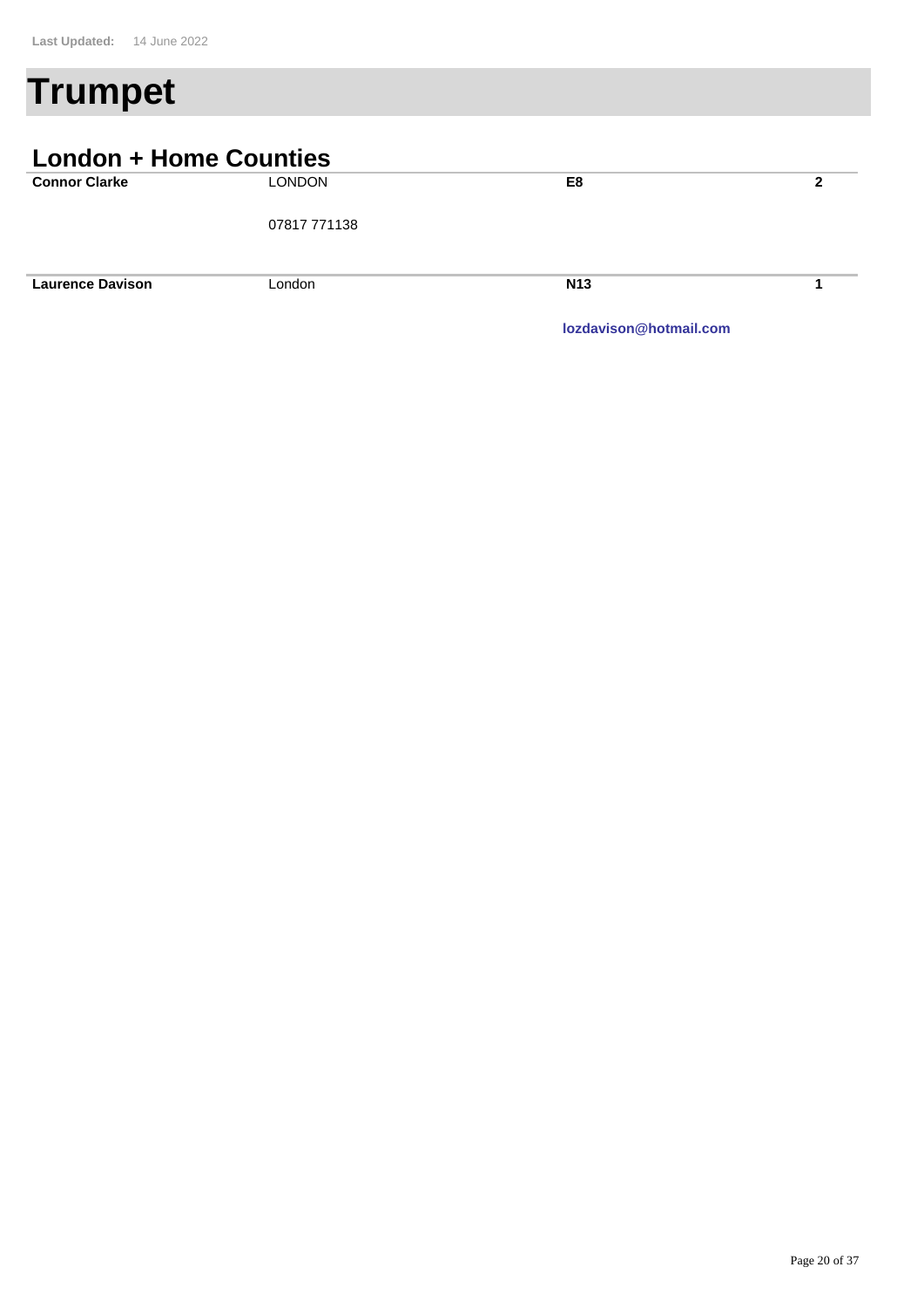Last Updated: 14 June 2022

# Trumpet

## London + Home Counties

| | | | |
|---|---|---|---|
| **Connor Clarke** | LONDON | **E8** | **2** |
| | 07817 771138 | | |
| **Laurence Davison** | London | **N13** | **1** |
| | | **lozdavison@hotmail.com** | |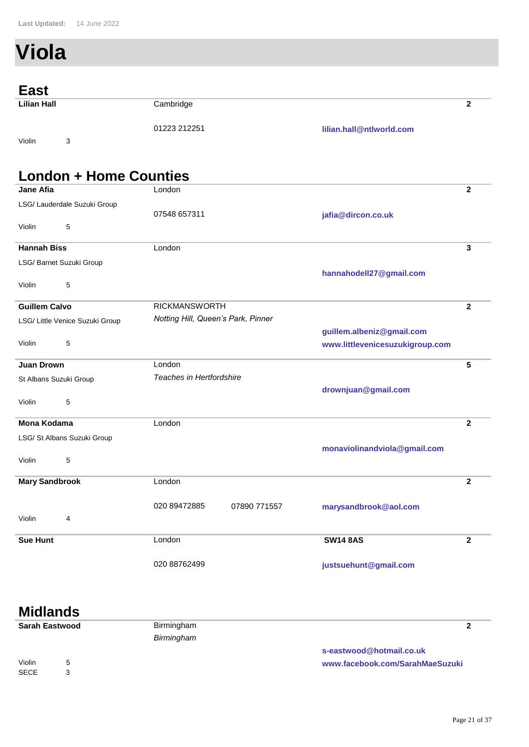Last Updated: 14 June 2022

# Viola

## East

**Lilian Hall** | Cambridge | | **2**

01223 212251 | **lilian.hall@ntlworld.com**

Violin 3

## London + Home Counties

**Jane Afia** | London | | **2**

LSG/ Lauderdale Suzuki Group

07548 657311 | **jafia@dircon.co.uk**

Violin 5

---

**Hannah Biss** | London | | **3**

LSG/ Barnet Suzuki Group

**hannahodell27@gmail.com**

Violin 5

---

**Guillem Calvo** | RICKMANSWORTH | | **2**

LSG/ Little Venice Suzuki Group

*Notting Hill, Queen's Park, Pinner*

**guillem.albeniz@gmail.com**

**www.littlevenicesuzukigroup.com**

Violin 5

---

**Juan Drown** | London | | **5**

St Albans Suzuki Group

*Teaches in Hertfordshire*

**drownjuan@gmail.com**

Violin 5

---

**Mona Kodama** | London | | **2**

LSG/ St Albans Suzuki Group

**monaviolinandviola@gmail.com**

Violin 5

---

**Mary Sandbrook** | London | | **2**

020 89472885 07890 771557 | **marysandbrook@aol.com**

Violin 4

---

**Sue Hunt** | London | **SW14 8AS** | **2**

020 88762499 | **justsuehunt@gmail.com**

## Midlands

**Sarah Eastwood** | Birmingham | | **2**

*Birmingham*

**s-eastwood@hotmail.co.uk**

**www.facebook.com/SarahMaeSuzuki**

Violin 5

SECE 3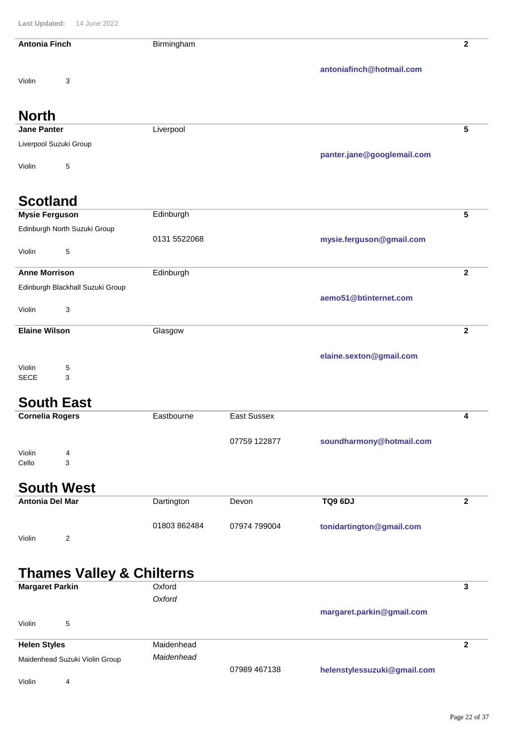Last Updated: 14 June 2022

**Antonia Finch** | Birmingham | | | **2**

**antoniafinch@hotmail.com**

Violin 3

## North

**Jane Panter** | Liverpool | | | **5**

Liverpool Suzuki Group

**panter.jane@googlemail.com**

Violin 5

## Scotland

**Mysie Ferguson** | Edinburgh | | | **5**

Edinburgh North Suzuki Group

0131 5522068

**mysie.ferguson@gmail.com**

Violin 5

**Anne Morrison** | Edinburgh | | | **2**

Edinburgh Blackhall Suzuki Group

**aemo51@btinternet.com**

Violin 3

**Elaine Wilson** | Glasgow | | | **2**

**elaine.sexton@gmail.com**

Violin 5
SECE 3

## South East

**Cornelia Rogers** | Eastbourne | East Sussex | | **4**

07759 122877

**soundharmony@hotmail.com**

Violin 4
Cello 3

## South West

**Antonia Del Mar** | Dartington | Devon | **TQ9 6DJ** | **2**

01803 862484 | 07974 799004

**tonidartington@gmail.com**

Violin 2

## Thames Valley & Chilterns

**Margaret Parkin** | Oxford | | | **3**

*Oxford*

**margaret.parkin@gmail.com**

Violin 5

**Helen Styles** | Maidenhead | | | **2**

Maidenhead Suzuki Violin Group

*Maidenhead*

07989 467138

**helenstylessuzuki@gmail.com**

Violin 4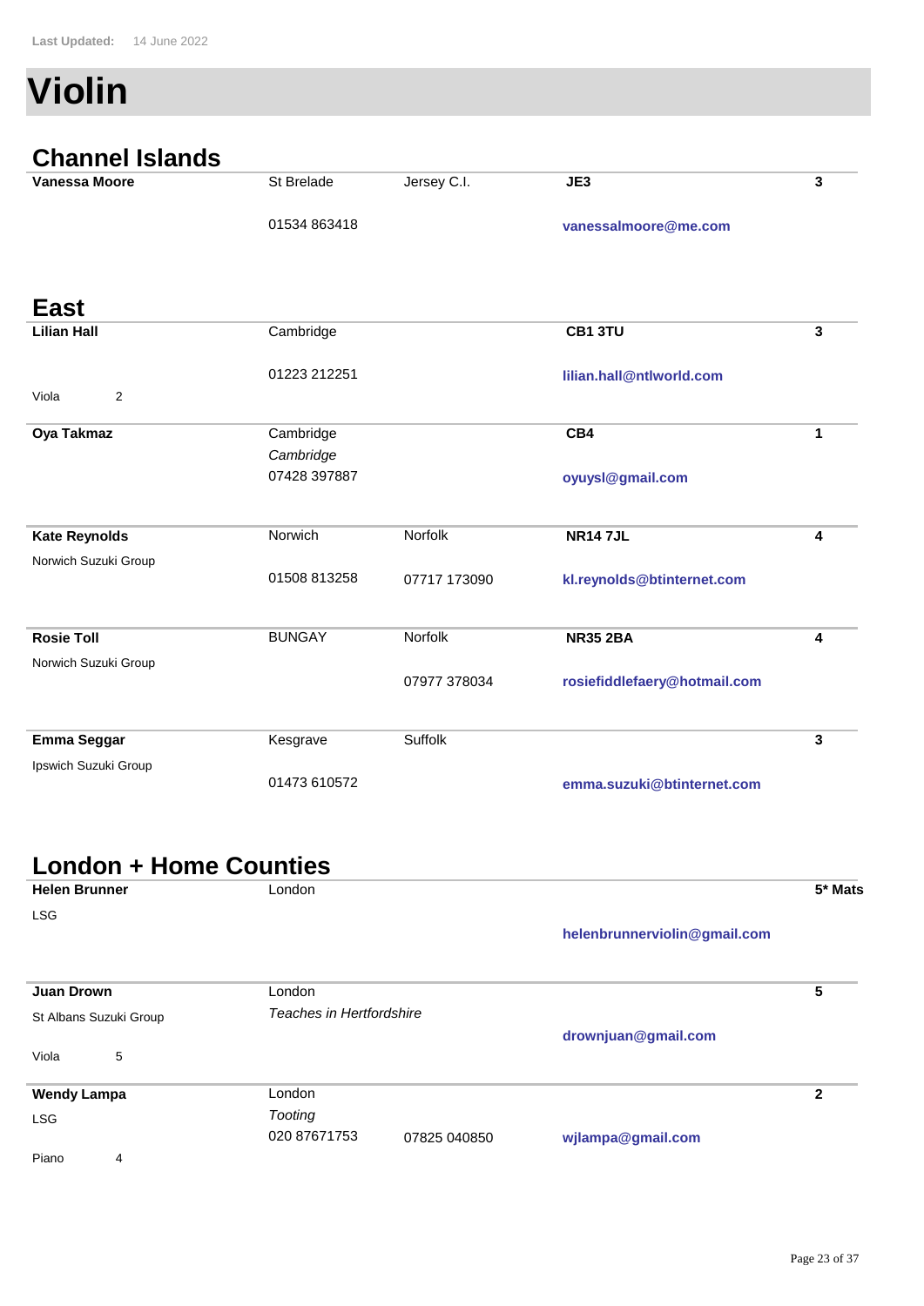Last Updated: 14 June 2022

# Violin

## Channel Islands

| | | | | |
|---|---|---|---|---|
| **Vanessa Moore** | St Brelade | Jersey C.I. | **JE3** | **3** |
| | 01534 863418 | | **vanessalmoore@me.com** | |

## East

| | | | | |
|---|---|---|---|---|
| **Lilian Hall** | Cambridge | | **CB1 3TU** | **3** |
| Viola 2 | 01223 212251 | | **lilian.hall@ntlworld.com** | |
| **Oya Takmaz** | Cambridge *Cambridge* | | **CB4** | **1** |
| | 07428 397887 | | **oyuysl@gmail.com** | |
| **Kate Reynolds** | Norwich | Norfolk | **NR14 7JL** | **4** |
| Norwich Suzuki Group | 01508 813258 | 07717 173090 | **kl.reynolds@btinternet.com** | |
| **Rosie Toll** | BUNGAY | Norfolk | **NR35 2BA** | **4** |
| Norwich Suzuki Group | | 07977 378034 | **rosiefiddlefaery@hotmail.com** | |
| **Emma Seggar** | Kesgrave | Suffolk | | **3** |
| Ipswich Suzuki Group | 01473 610572 | | **emma.suzuki@btinternet.com** | |

## London + Home Counties

| | | | | |
|---|---|---|---|---|
| **Helen Brunner** | London | | | **5* Mats** |
| LSG | | | **helenbrunnerviolin@gmail.com** | |
| **Juan Drown** | London *Teaches in Hertfordshire* | | | **5** |
| St Albans Suzuki Group | | | **drownjuan@gmail.com** | |
| Viola 5 | | | | |
| **Wendy Lampa** | London *Tooting* | | | **2** |
| LSG | 020 87671753 | 07825 040850 | **wjlampa@gmail.com** | |
| Piano 4 | | | | |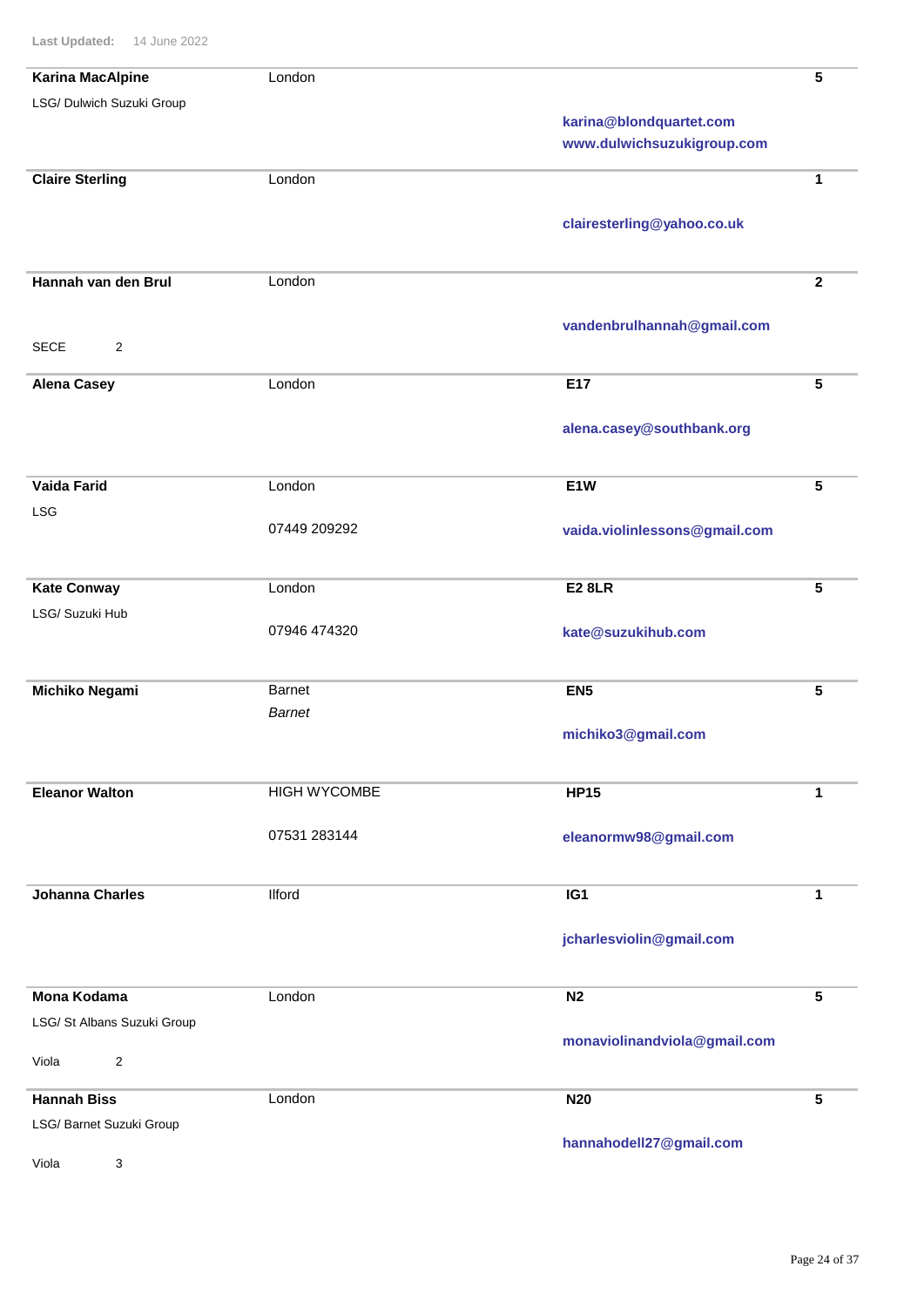Last Updated: 14 June 2022

| Name / Group | Location / Phone | Postcode / Contact | |
|---|---|---|---|
| **Karina MacAlpine**<br>LSG/ Dulwich Suzuki Group | London | karina@blondquartet.com<br>www.dulwichsuzukigroup.com | **5** |
| **Claire Sterling** | London | clairesterling@yahoo.co.uk | **1** |
| **Hannah van den Brul**<br>SECE 2 | London | vandenbrulhannah@gmail.com | **2** |
| **Alena Casey** | London | **E17**<br>alena.casey@southbank.org | **5** |
| **Vaida Farid**<br>LSG | London<br>07449 209292 | **E1W**<br>vaida.violinlessons@gmail.com | **5** |
| **Kate Conway**<br>LSG/ Suzuki Hub | London<br>07946 474320 | **E2 8LR**<br>kate@suzukihub.com | **5** |
| **Michiko Negami** | Barnet<br>*Barnet* | **EN5**<br>michiko3@gmail.com | **5** |
| **Eleanor Walton** | HIGH WYCOMBE<br>07531 283144 | **HP15**<br>eleanormw98@gmail.com | **1** |
| **Johanna Charles** | Ilford | **IG1**<br>jcharlesviolin@gmail.com | **1** |
| **Mona Kodama**<br>LSG/ St Albans Suzuki Group<br>Viola 2 | London | **N2**<br>monaviolinandviola@gmail.com | **5** |
| **Hannah Biss**<br>LSG/ Barnet Suzuki Group<br>Viola 3 | London | **N20**<br>hannahodell27@gmail.com | **5** |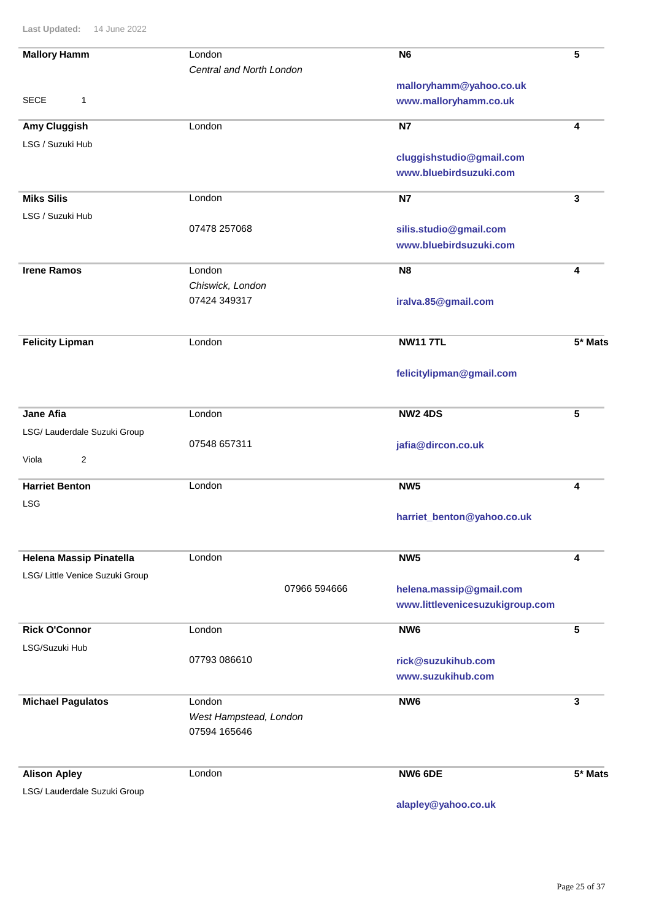Last Updated: 14 June 2022

| Name | Location | Postcode / Contact | |
|---|---|---|---|
| **Mallory Hamm**<br>SECE 1 | London<br>*Central and North London* | **N6**<br>**malloryhamm@yahoo.co.uk**<br>**www.malloryhamm.co.uk** | **5** |
| **Amy Cluggish**<br>LSG / Suzuki Hub | London | **N7**<br>**cluggishstudio@gmail.com**<br>**www.bluebirdsuzuki.com** | **4** |
| **Miks Silis**<br>LSG / Suzuki Hub | London<br>07478 257068 | **N7**<br>**silis.studio@gmail.com**<br>**www.bluebirdsuzuki.com** | **3** |
| **Irene Ramos** | London<br>*Chiswick, London*<br>07424 349317 | **N8**<br>**iralva.85@gmail.com** | **4** |
| **Felicity Lipman** | London | **NW11 7TL**<br>**felicitylipman@gmail.com** | **5* Mats** |
| **Jane Afia**<br>LSG/ Lauderdale Suzuki Group<br>Viola 2 | London<br>07548 657311 | **NW2 4DS**<br>**jafia@dircon.co.uk** | **5** |
| **Harriet Benton**<br>LSG | London | **NW5**<br>**harriet_benton@yahoo.co.uk** | **4** |
| **Helena Massip Pinatella**<br>LSG/ Little Venice Suzuki Group | London<br>07966 594666 | **NW5**<br>**helena.massip@gmail.com**<br>**www.littlevenicesuzukigroup.com** | **4** |
| **Rick O'Connor**<br>LSG/Suzuki Hub | London<br>07793 086610 | **NW6**<br>**rick@suzukihub.com**<br>**www.suzukihub.com** | **5** |
| **Michael Pagulatos** | London<br>*West Hampstead, London*<br>07594 165646 | **NW6** | **3** |
| **Alison Apley**<br>LSG/ Lauderdale Suzuki Group | London | **NW6 6DE**<br>**alapley@yahoo.co.uk** | **5* Mats** |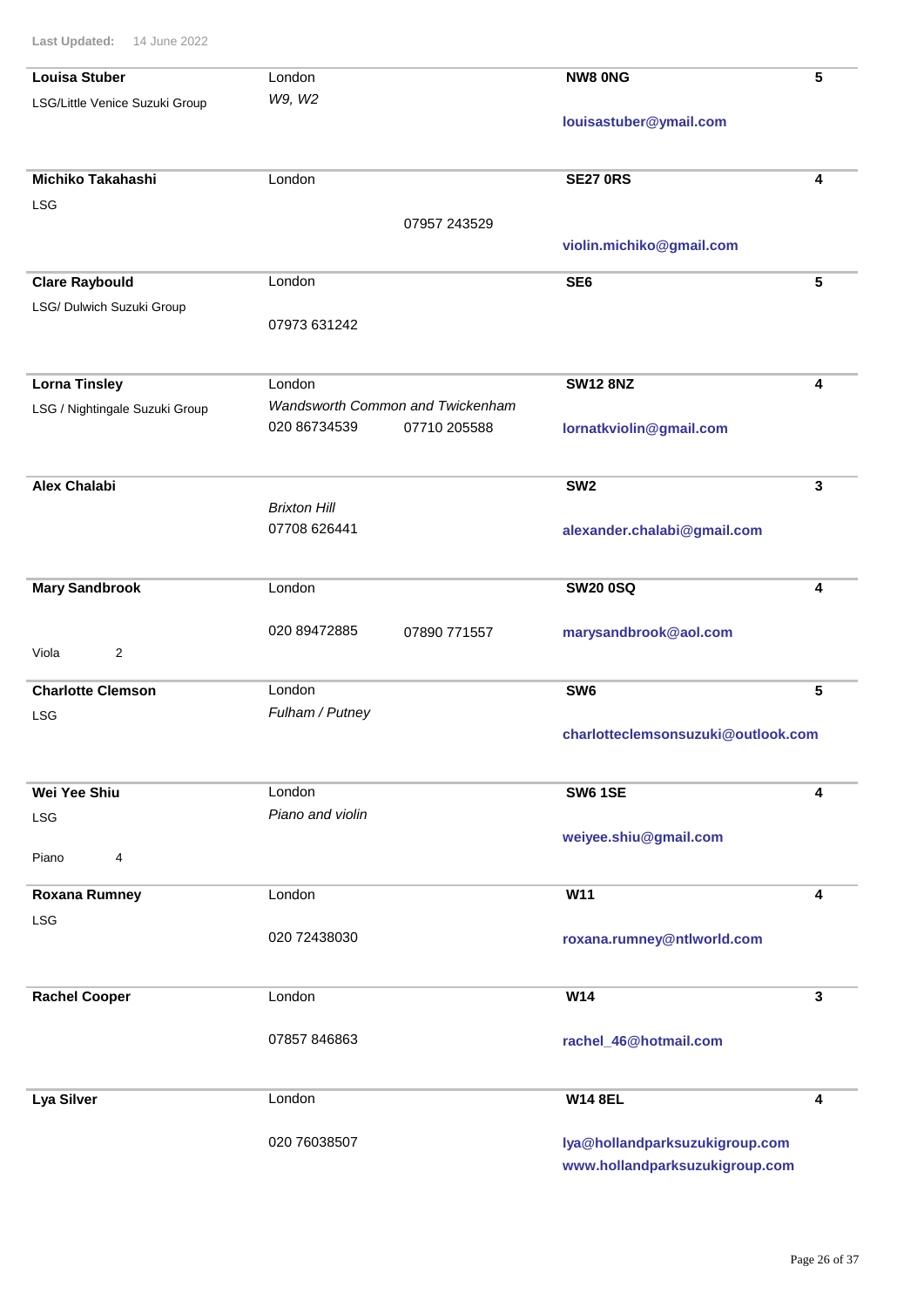Last Updated: 14 June 2022

| Name | Location | | Postcode / Email | |
|---|---|---|---|---|
| **Louisa Stuber**<br>LSG/Little Venice Suzuki Group | London<br>*W9, W2* | | **NW8 0NG**<br>**louisastuber@ymail.com** | **5** |
| **Michiko Takahashi**<br>LSG | London | 07957 243529 | **SE27 0RS**<br>**violin.michiko@gmail.com** | **4** |
| **Clare Raybould**<br>LSG/ Dulwich Suzuki Group | London<br>07973 631242 | | **SE6** | **5** |
| **Lorna Tinsley**<br>LSG / Nightingale Suzuki Group | London<br>*Wandsworth Common and Twickenham*<br>020 86734539 | 07710 205588 | **SW12 8NZ**<br>**lornatkviolin@gmail.com** | **4** |
| **Alex Chalabi** | *Brixton Hill*<br>07708 626441 | | **SW2**<br>**alexander.chalabi@gmail.com** | **3** |
| **Mary Sandbrook**<br>Viola 2 | London<br>020 89472885 | 07890 771557 | **SW20 0SQ**<br>**marysandbrook@aol.com** | **4** |
| **Charlotte Clemson**<br>LSG | London<br>*Fulham / Putney* | | **SW6**<br>**charlotteclemsonsuzuki@outlook.com** | **5** |
| **Wei Yee Shiu**<br>LSG<br>Piano 4 | London<br>*Piano and violin* | | **SW6 1SE**<br>**weiyee.shiu@gmail.com** | **4** |
| **Roxana Rumney**<br>LSG | London<br>020 72438030 | | **W11**<br>**roxana.rumney@ntlworld.com** | **4** |
| **Rachel Cooper** | London<br>07857 846863 | | **W14**<br>**rachel_46@hotmail.com** | **3** |
| **Lya Silver** | London<br>020 76038507 | | **W14 8EL**<br>**lya@hollandparksuzukigroup.com**<br>**www.hollandparksuzukigroup.com** | **4** |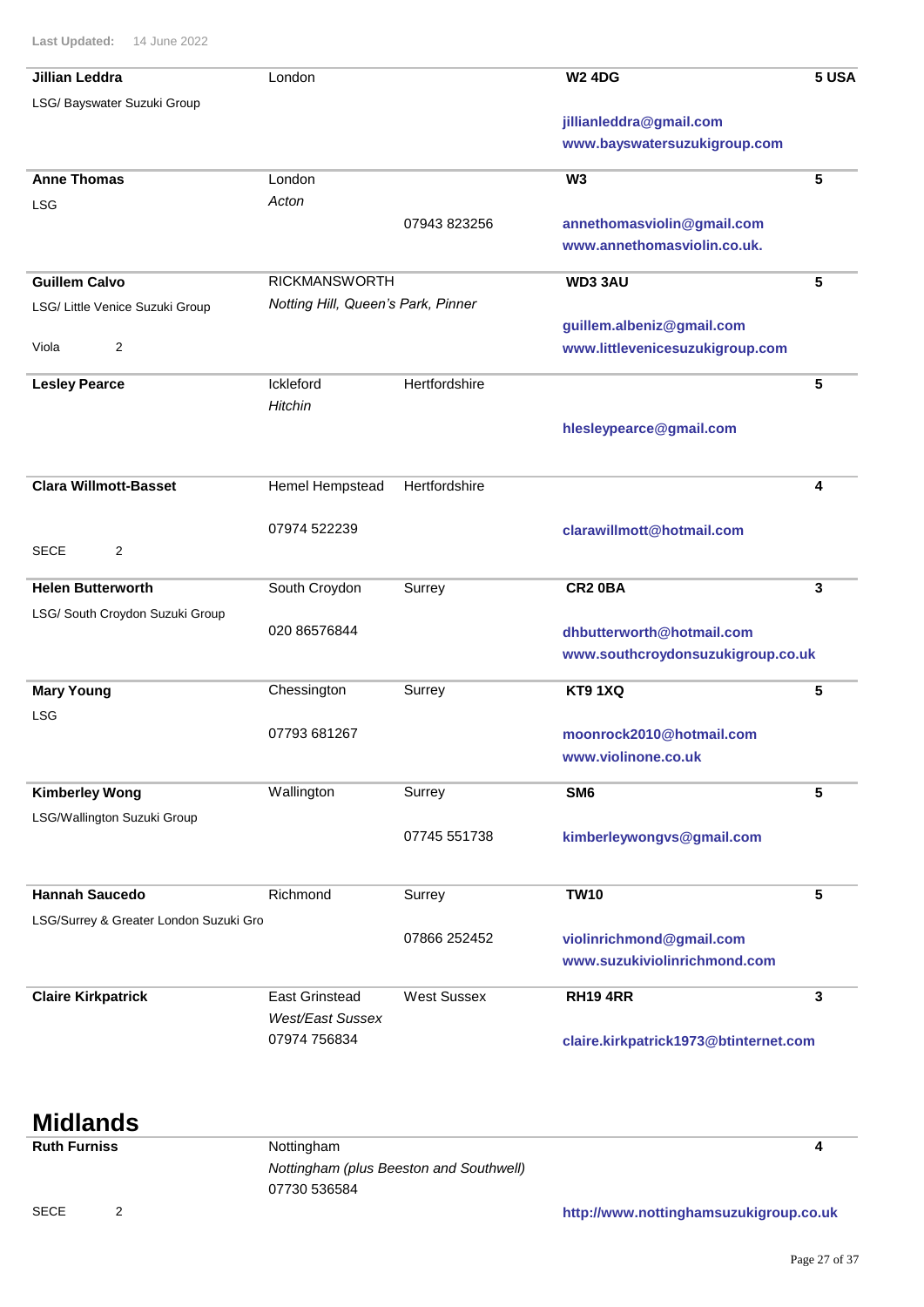Last Updated: 14 June 2022

| Name | Location | County / Phone | Postcode / Contact | Grade |
|---|---|---|---|---|
| **Jillian Leddra**<br>LSG/ Bayswater Suzuki Group | London | | **W2 4DG**<br>**jillianleddra@gmail.com**<br>**www.bayswatersuzukigroup.com** | **5 USA** |
| **Anne Thomas**<br>LSG | London<br>*Acton* | 07943 823256 | **W3**<br>**annethomasviolin@gmail.com**<br>**www.annethomasviolin.co.uk.** | **5** |
| **Guillem Calvo**<br>LSG/ Little Venice Suzuki Group<br>Viola 2 | RICKMANSWORTH<br>*Notting Hill, Queen's Park, Pinner* | | **WD3 3AU**<br>**guillem.albeniz@gmail.com**<br>**www.littlevenicesuzukigroup.com** | **5** |
| **Lesley Pearce** | Ickleford<br>*Hitchin* | Hertfordshire | **hlesleypearce@gmail.com** | **5** |
| **Clara Willmott-Basset**<br>SECE 2 | Hemel Hempstead<br>07974 522239 | Hertfordshire | **clarawillmott@hotmail.com** | **4** |
| **Helen Butterworth**<br>LSG/ South Croydon Suzuki Group | South Croydon<br>020 86576844 | Surrey | **CR2 0BA**<br>**dhbutterworth@hotmail.com**<br>**www.southcroydonsuzukigroup.co.uk** | **3** |
| **Mary Young**<br>LSG | Chessington<br>07793 681267 | Surrey | **KT9 1XQ**<br>**moonrock2010@hotmail.com**<br>**www.violinone.co.uk** | **5** |
| **Kimberley Wong**<br>LSG/Wallington Suzuki Group | Wallington | Surrey<br>07745 551738 | **SM6**<br>**kimberleywongvs@gmail.com** | **5** |
| **Hannah Saucedo**<br>LSG/Surrey & Greater London Suzuki Gro | Richmond | Surrey<br>07866 252452 | **TW10**<br>**violinrichmond@gmail.com**<br>**www.suzukiviolinrichmond.com** | **5** |
| **Claire Kirkpatrick** | East Grinstead<br>*West/East Sussex*<br>07974 756834 | West Sussex | **RH19 4RR**<br>**claire.kirkpatrick1973@btinternet.com** | **3** |

## Midlands

| Name | Location | County / Phone | Postcode / Contact | Grade |
|---|---|---|---|---|
| **Ruth Furniss**<br>SECE 2 | Nottingham<br>*Nottingham (plus Beeston and Southwell)*<br>07730 536584 | | **http://www.nottinghamsuzukigroup.co.uk** | **4** |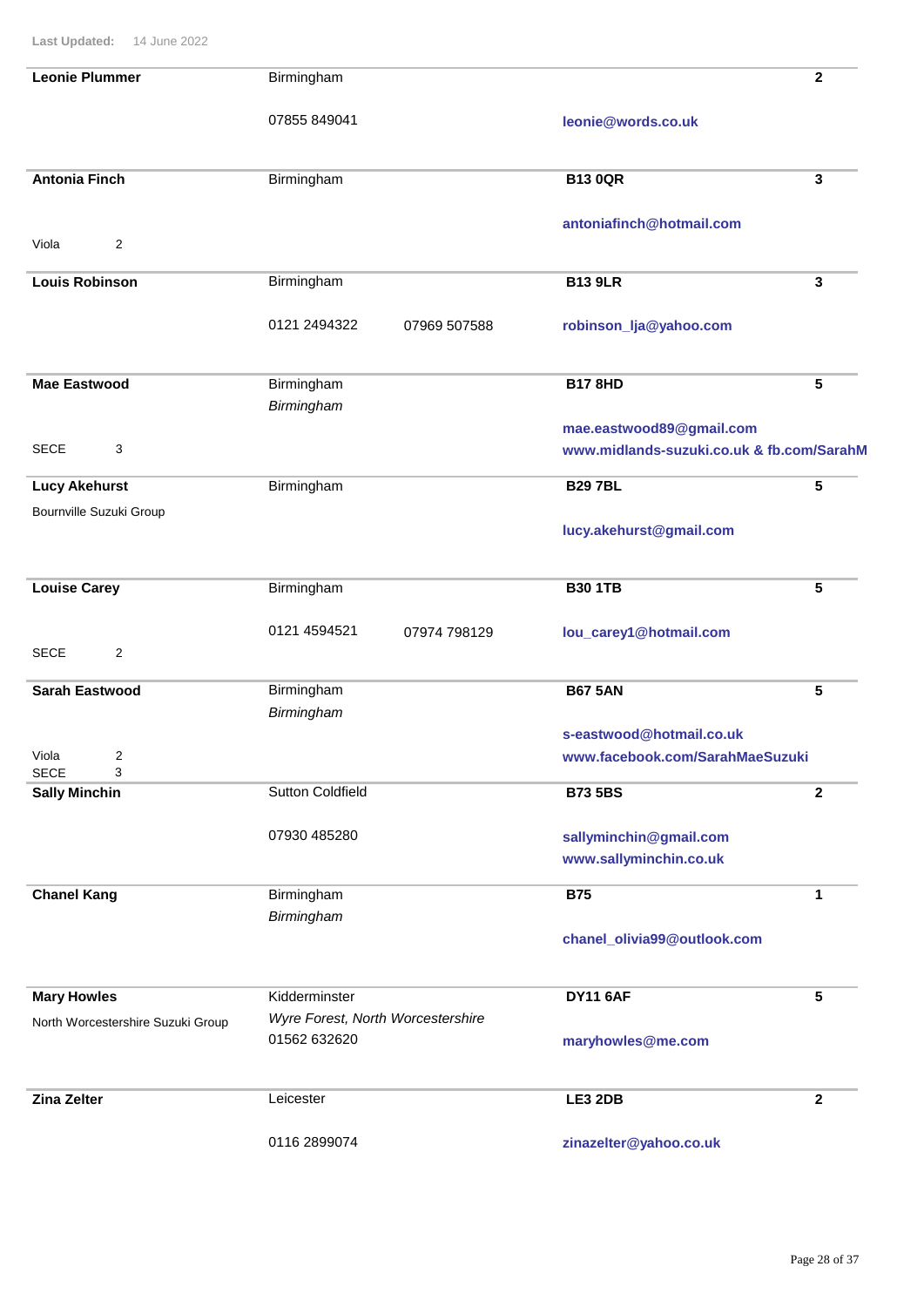Last Updated: 14 June 2022

| Name | Location | Phone | Postcode / Contact | Level |
|---|---|---|---|---|
| **Leonie Plummer** | Birmingham | 07855 849041 | **leonie@words.co.uk** | **2** |
| **Antonia Finch**<br>Viola 2 | Birmingham | | **B13 0QR**<br>**antoniafinch@hotmail.com** | **3** |
| **Louis Robinson** | Birmingham | 0121 2494322 07969 507588 | **B13 9LR**<br>**robinson_lja@yahoo.com** | **3** |
| **Mae Eastwood**<br>SECE 3 | Birmingham<br>*Birmingham* | | **B17 8HD**<br>**mae.eastwood89@gmail.com**<br>**www.midlands-suzuki.co.uk & fb.com/SarahM** | **5** |
| **Lucy Akehurst**<br>Bournville Suzuki Group | Birmingham | | **B29 7BL**<br>**lucy.akehurst@gmail.com** | **5** |
| **Louise Carey**<br>SECE 2 | Birmingham | 0121 4594521 07974 798129 | **B30 1TB**<br>**lou_carey1@hotmail.com** | **5** |
| **Sarah Eastwood**<br>Viola 2<br>SECE 3 | Birmingham<br>*Birmingham* | | **B67 5AN**<br>**s-eastwood@hotmail.co.uk**<br>**www.facebook.com/SarahMaeSuzuki** | **5** |
| **Sally Minchin** | Sutton Coldfield | 07930 485280 | **B73 5BS**<br>**sallyminchin@gmail.com**<br>**www.sallyminchin.co.uk** | **2** |
| **Chanel Kang** | Birmingham<br>*Birmingham* | | **B75**<br>**chanel_olivia99@outlook.com** | **1** |
| **Mary Howles**<br>North Worcestershire Suzuki Group | Kidderminster<br>*Wyre Forest, North Worcestershire* | 01562 632620 | **DY11 6AF**<br>**maryhowles@me.com** | **5** |
| **Zina Zelter** | Leicester | 0116 2899074 | **LE3 2DB**<br>**zinazelter@yahoo.co.uk** | **2** |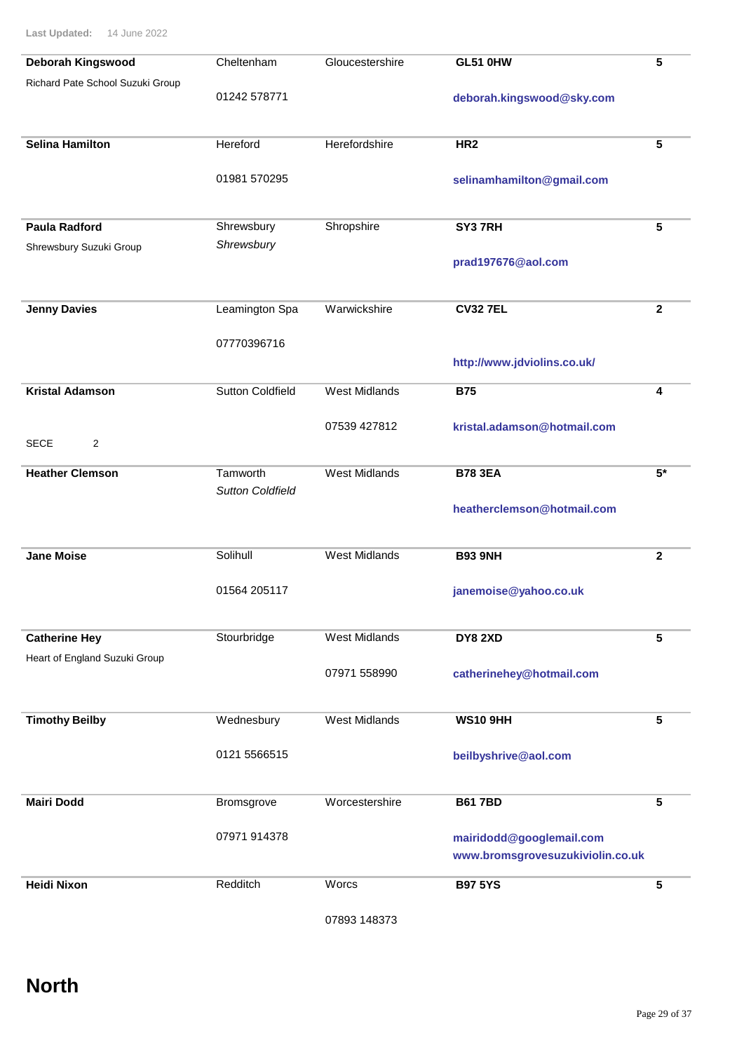Last Updated: 14 June 2022

| Name | Town | County | Postcode / Contact | Level |
|---|---|---|---|---|
| **Deborah Kingswood**<br>Richard Pate School Suzuki Group | Cheltenham<br>01242 578771 | Gloucestershire | **GL51 0HW**<br>**deborah.kingswood@sky.com** | **5** |
| **Selina Hamilton** | Hereford<br>01981 570295 | Herefordshire | **HR2**<br>**selinamhamilton@gmail.com** | **5** |
| **Paula Radford**<br>Shrewsbury Suzuki Group | Shrewsbury<br>*Shrewsbury* | Shropshire | **SY3 7RH**<br>**prad197676@aol.com** | **5** |
| **Jenny Davies** | Leamington Spa<br>07770396716 | Warwickshire | **CV32 7EL**<br>**http://www.jdviolins.co.uk/** | **2** |
| **Kristal Adamson**<br>SECE 2 | Sutton Coldfield | West Midlands<br>07539 427812 | **B75**<br>**kristal.adamson@hotmail.com** | **4** |
| **Heather Clemson** | Tamworth<br>*Sutton Coldfield* | West Midlands | **B78 3EA**<br>**heatherclemson@hotmail.com** | **5*** |
| **Jane Moise** | Solihull<br>01564 205117 | West Midlands | **B93 9NH**<br>**janemoise@yahoo.co.uk** | **2** |
| **Catherine Hey**<br>Heart of England Suzuki Group | Stourbridge | West Midlands<br>07971 558990 | **DY8 2XD**<br>**catherinehey@hotmail.com** | **5** |
| **Timothy Beilby** | Wednesbury<br>0121 5566515 | West Midlands | **WS10 9HH**<br>**beilbyshrive@aol.com** | **5** |
| **Mairi Dodd** | Bromsgrove<br>07971 914378 | Worcestershire | **B61 7BD**<br>**mairidodd@googlemail.com**<br>**www.bromsgrovesuzukiviolin.co.uk** | **5** |
| **Heidi Nixon** | Redditch | Worcs<br>07893 148373 | **B97 5YS** | **5** |

# North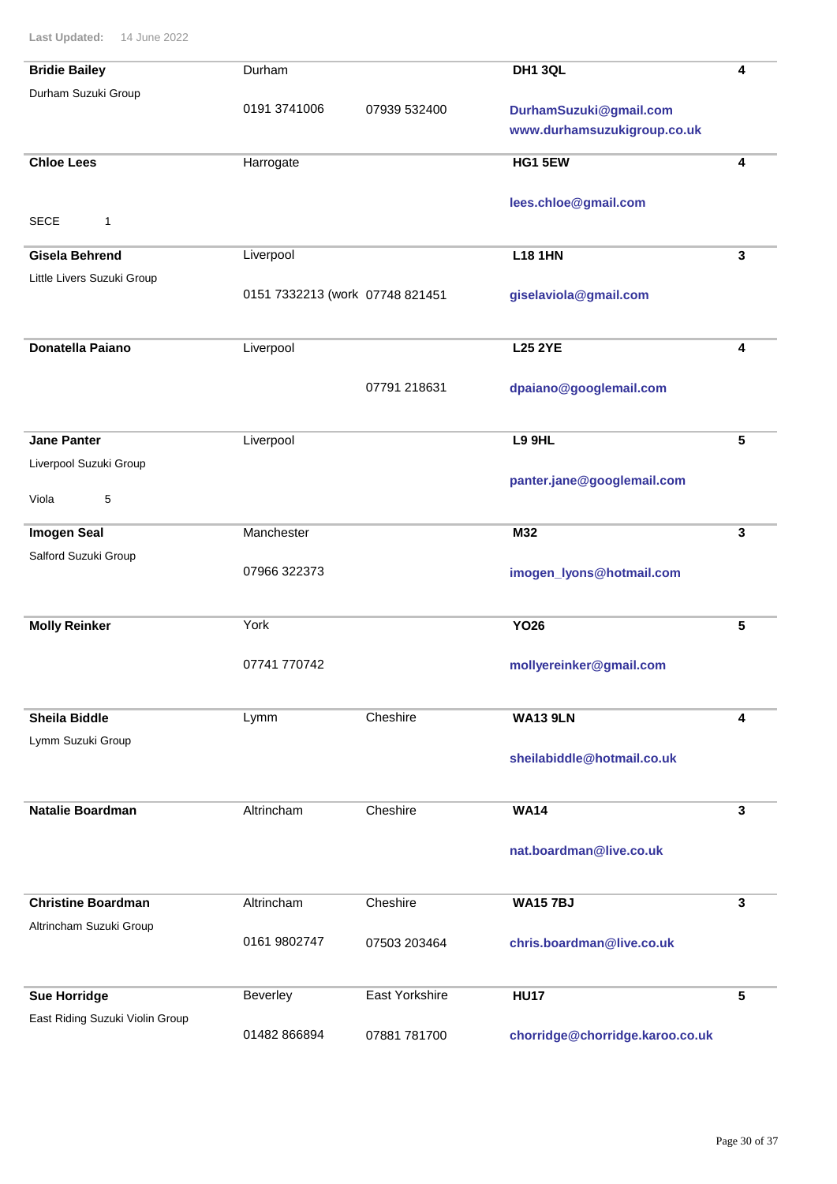Last Updated: 14 June 2022

| Name / Group | Town | County / Phone | Postcode / Email / Web | No. |
|---|---|---|---|---|
| **Bridie Bailey** | Durham | | **DH1 3QL** | **4** |
| Durham Suzuki Group | 0191 3741006 | 07939 532400 | **DurhamSuzuki@gmail.com** | |
| | | | **www.durhamsuzukigroup.co.uk** | |
| **Chloe Lees** | Harrogate | | **HG1 5EW** | **4** |
| | | | **lees.chloe@gmail.com** | |
| SECE 1 | | | | |
| **Gisela Behrend** | Liverpool | | **L18 1HN** | **3** |
| Little Livers Suzuki Group | 0151 7332213 (work | 07748 821451 | **giselaviola@gmail.com** | |
| **Donatella Paiano** | Liverpool | | **L25 2YE** | **4** |
| | | 07791 218631 | **dpaiano@googlemail.com** | |
| **Jane Panter** | Liverpool | | **L9 9HL** | **5** |
| Liverpool Suzuki Group | | | **panter.jane@googlemail.com** | |
| Viola 5 | | | | |
| **Imogen Seal** | Manchester | | **M32** | **3** |
| Salford Suzuki Group | 07966 322373 | | **imogen_lyons@hotmail.com** | |
| **Molly Reinker** | York | | **YO26** | **5** |
| | 07741 770742 | | **mollyereinker@gmail.com** | |
| **Sheila Biddle** | Lymm | Cheshire | **WA13 9LN** | **4** |
| Lymm Suzuki Group | | | **sheilabiddle@hotmail.co.uk** | |
| **Natalie Boardman** | Altrincham | Cheshire | **WA14** | **3** |
| | | | **nat.boardman@live.co.uk** | |
| **Christine Boardman** | Altrincham | Cheshire | **WA15 7BJ** | **3** |
| Altrincham Suzuki Group | 0161 9802747 | 07503 203464 | **chris.boardman@live.co.uk** | |
| **Sue Horridge** | Beverley | East Yorkshire | **HU17** | **5** |
| East Riding Suzuki Violin Group | 01482 866894 | 07881 781700 | **chorridge@chorridge.karoo.co.uk** | |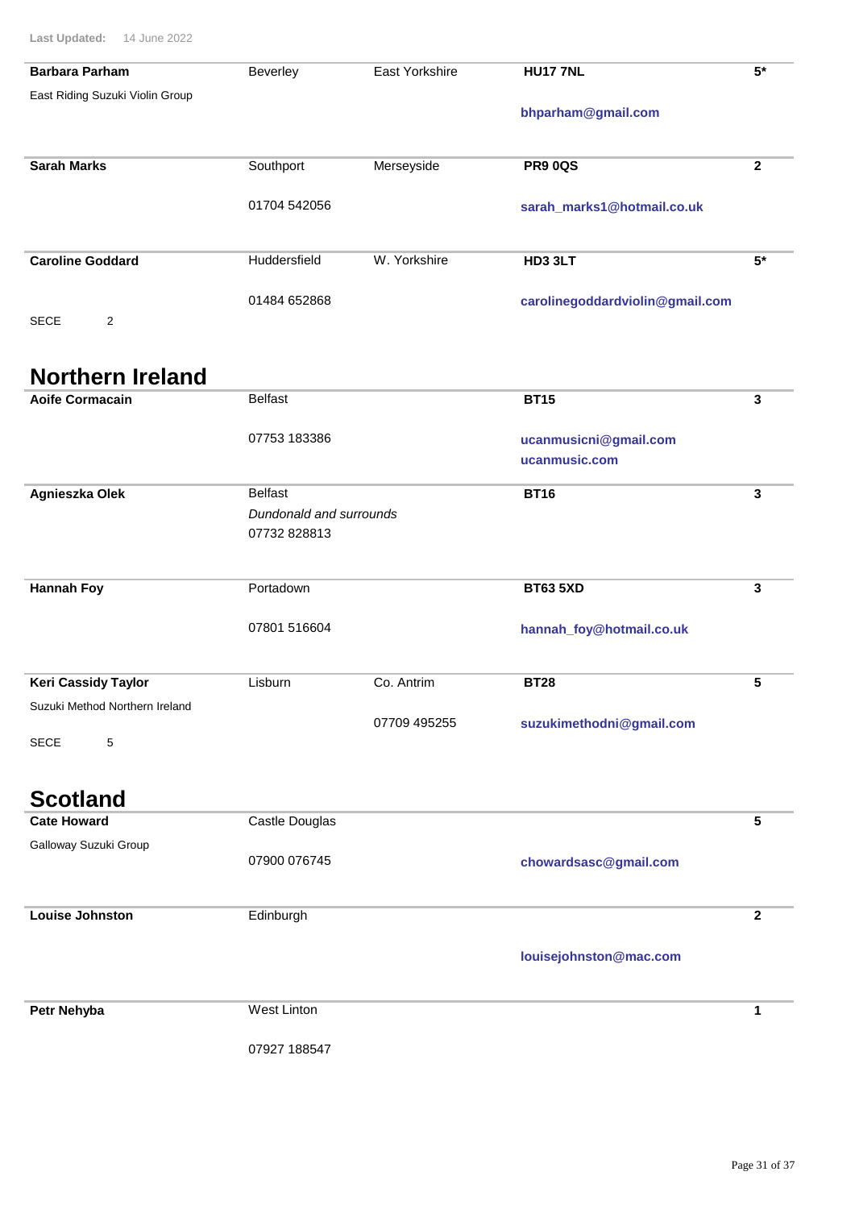Last Updated: 14 June 2022

| Name | Town | County | Postcode / Contact | Level |
|---|---|---|---|---|
| **Barbara Parham**<br>East Riding Suzuki Violin Group | Beverley | East Yorkshire | **HU17 7NL**<br>**bhparham@gmail.com** | **5*** |
| **Sarah Marks** | Southport<br>01704 542056 | Merseyside | **PR9 0QS**<br>**sarah_marks1@hotmail.co.uk** | **2** |
| **Caroline Goddard**<br>SECE 2 | Huddersfield<br>01484 652868 | W. Yorkshire | **HD3 3LT**<br>**carolinegoddardviolin@gmail.com** | **5*** |

## Northern Ireland

| Name | Town | County | Postcode / Contact | Level |
|---|---|---|---|---|
| **Aoife Cormacain** | Belfast<br>07753 183386 | | **BT15**<br>**ucanmusicni@gmail.com**<br>**ucanmusic.com** | **3** |
| **Agnieszka Olek** | Belfast<br>*Dundonald and surrounds*<br>07732 828813 | | **BT16** | **3** |
| **Hannah Foy** | Portadown<br>07801 516604 | | **BT63 5XD**<br>**hannah_foy@hotmail.co.uk** | **3** |
| **Keri Cassidy Taylor**<br>Suzuki Method Northern Ireland<br>SECE 5 | Lisburn | Co. Antrim<br>07709 495255 | **BT28**<br>**suzukimethodni@gmail.com** | **5** |

## Scotland

| Name | Town | County | Postcode / Contact | Level |
|---|---|---|---|---|
| **Cate Howard**<br>Galloway Suzuki Group | Castle Douglas<br>07900 076745 | | **chowardsasc@gmail.com** | **5** |
| **Louise Johnston** | Edinburgh | | **louisejohnston@mac.com** | **2** |
| **Petr Nehyba** | West Linton<br>07927 188547 | | | **1** |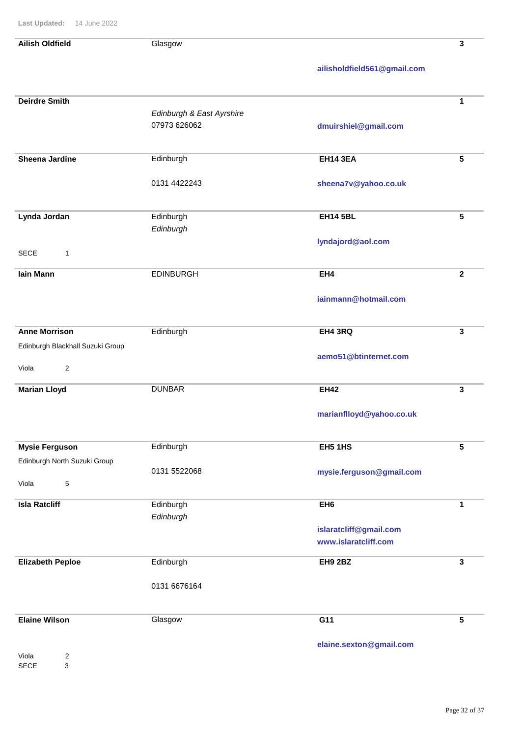Last Updated: 14 June 2022

---

**Ailish Oldfield** | Glasgow | | **3**

**ailisholdfield561@gmail.com**

---

**Deirdre Smith** | | | **1**

*Edinburgh & East Ayrshire*
07973 626062

**dmuirshiel@gmail.com**

---

**Sheena Jardine** | Edinburgh | **EH14 3EA** | **5**

0131 4422243

**sheena7v@yahoo.co.uk**

---

**Lynda Jordan** | Edinburgh | **EH14 5BL** | **5**

*Edinburgh*

**lyndajord@aol.com**

SECE 1

---

**Iain Mann** | EDINBURGH | **EH4** | **2**

**iainmann@hotmail.com**

---

**Anne Morrison** | Edinburgh | **EH4 3RQ** | **3**

Edinburgh Blackhall Suzuki Group

**aemo51@btinternet.com**

Viola 2

---

**Marian Lloyd** | DUNBAR | **EH42** | **3**

**marianflloyd@yahoo.co.uk**

---

**Mysie Ferguson** | Edinburgh | **EH5 1HS** | **5**

Edinburgh North Suzuki Group

0131 5522068

**mysie.ferguson@gmail.com**

Viola 5

---

**Isla Ratcliff** | Edinburgh | **EH6** | **1**

*Edinburgh*

**islaratcliff@gmail.com**
**www.islaratcliff.com**

---

**Elizabeth Peploe** | Edinburgh | **EH9 2BZ** | **3**

0131 6676164

---

**Elaine Wilson** | Glasgow | **G11** | **5**

**elaine.sexton@gmail.com**

Viola 2
SECE 3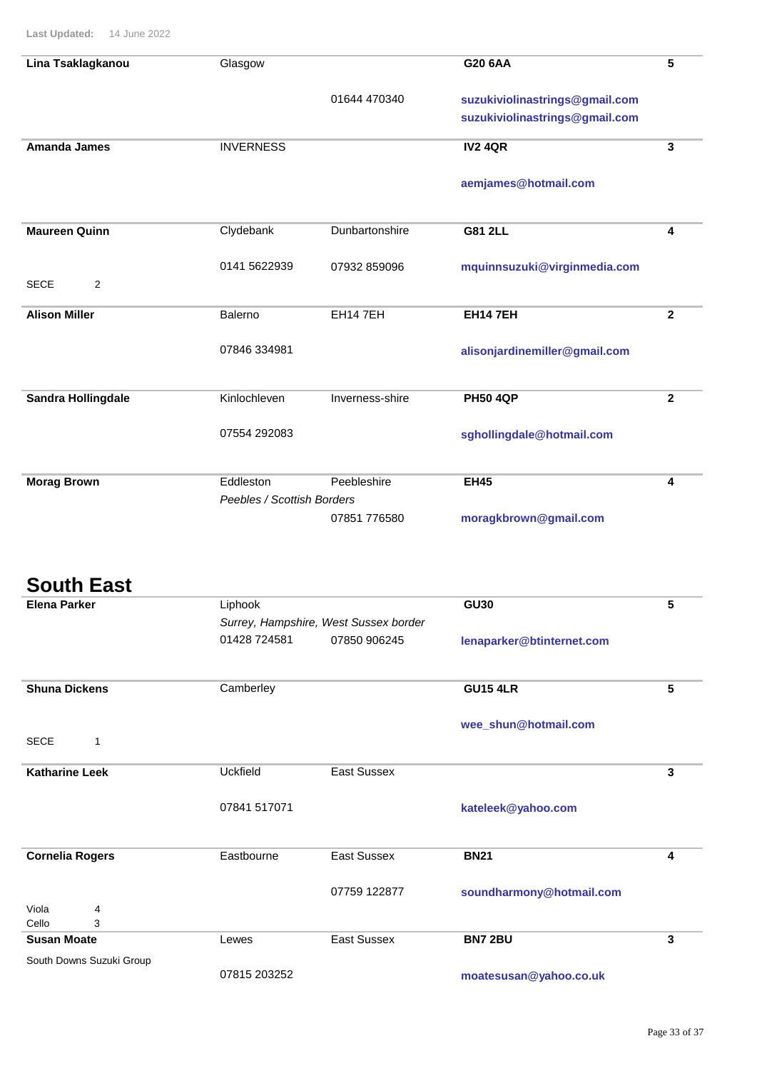Last Updated: 14 June 2022

| Name | Town | County / Phone | Postcode / Email | No. |
|---|---|---|---|---|
| **Lina Tsaklagkanou** | Glasgow | | **G20 6AA** | **5** |
| | | 01644 470340 | **suzukiviolinastrings@gmail.com** **suzukiviolinastrings@gmail.com** | |
| **Amanda James** | INVERNESS | | **IV2 4QR** | **3** |
| | | | **aemjames@hotmail.com** | |
| **Maureen Quinn** | Clydebank | Dunbartonshire | **G81 2LL** | **4** |
| SECE 2 | 0141 5622939 | 07932 859096 | **mquinnsuzuki@virginmedia.com** | |
| **Alison Miller** | Balerno | EH14 7EH | **EH14 7EH** | **2** |
| | 07846 334981 | | **alisonjardinemiller@gmail.com** | |
| **Sandra Hollingdale** | Kinlochleven | Inverness-shire | **PH50 4QP** | **2** |
| | 07554 292083 | | **sghollingdale@hotmail.com** | |
| **Morag Brown** | Eddleston *Peebles / Scottish Borders* | Peebleshire | **EH45** | **4** |
| | | 07851 776580 | **moragkbrown@gmail.com** | |

## South East

| Name | Town | County / Phone | Postcode / Email | No. |
|---|---|---|---|---|
| **Elena Parker** | Liphook *Surrey, Hampshire, West Sussex border* | | **GU30** | **5** |
| | 01428 724581 | 07850 906245 | **lenaparker@btinternet.com** | |
| **Shuna Dickens** | Camberley | | **GU15 4LR** | **5** |
| SECE 1 | | | **wee_shun@hotmail.com** | |
| **Katharine Leek** | Uckfield | East Sussex | | **3** |
| | 07841 517071 | | **kateleek@yahoo.com** | |
| **Cornelia Rogers** | Eastbourne | East Sussex | **BN21** | **4** |
| Viola 4 Cello 3 | | 07759 122877 | **soundharmony@hotmail.com** | |
| **Susan Moate** | Lewes | East Sussex | **BN7 2BU** | **3** |
| South Downs Suzuki Group | 07815 203252 | | **moatesusan@yahoo.co.uk** | |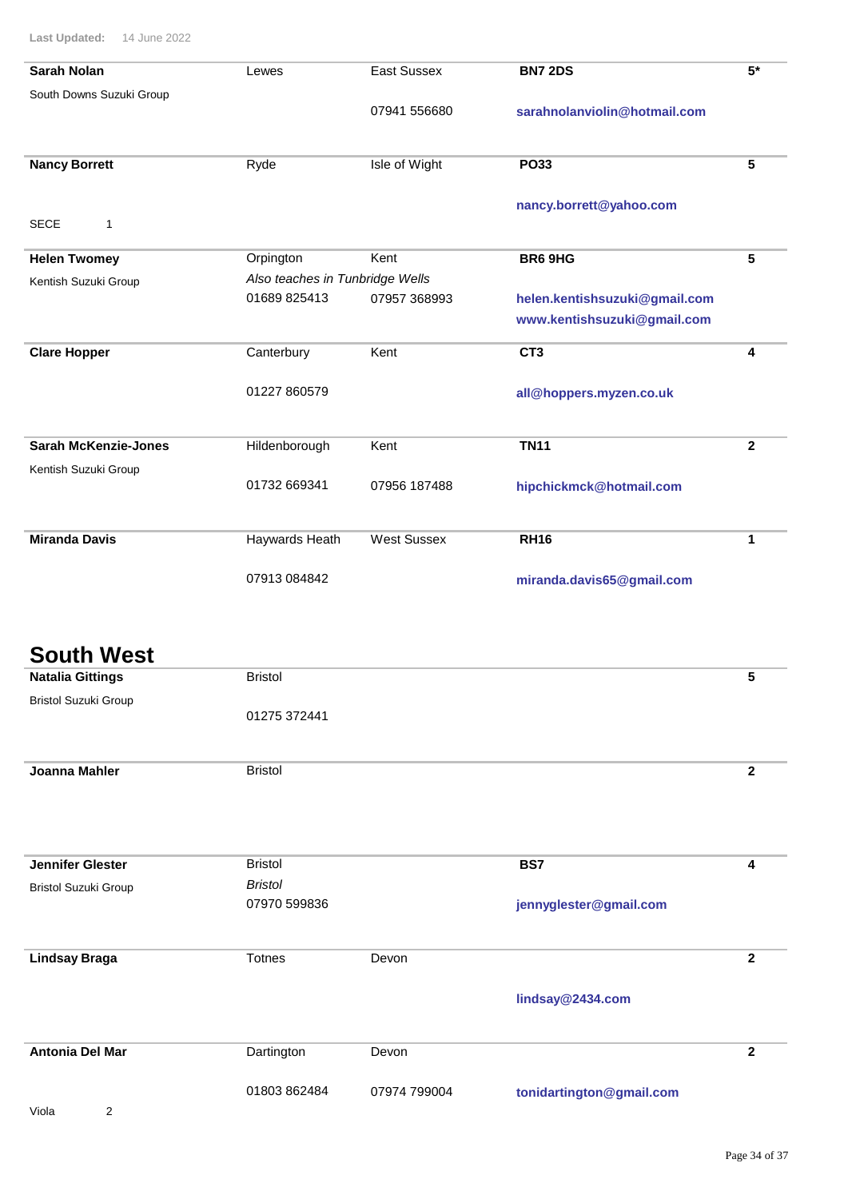Last Updated: 14 June 2022

| Name | Town | County / Phone | Postcode / Email | Level |
|---|---|---|---|---|
| **Sarah Nolan** | Lewes | East Sussex | **BN7 2DS** | **5*** |
| South Downs Suzuki Group | | 07941 556680 | **sarahnolanviolin@hotmail.com** | |
| **Nancy Borrett** | Ryde | Isle of Wight | **PO33** | **5** |
| SECE 1 | | | **nancy.borrett@yahoo.com** | |
| **Helen Twomey** | Orpington | Kent | **BR6 9HG** | **5** |
| Kentish Suzuki Group | *Also teaches in Tunbridge Wells* | | | |
| | 01689 825413 | 07957 368993 | **helen.kentishsuzuki@gmail.com** | |
| | | | **www.kentishsuzuki@gmail.com** | |
| **Clare Hopper** | Canterbury | Kent | **CT3** | **4** |
| | 01227 860579 | | **all@hoppers.myzen.co.uk** | |
| **Sarah McKenzie-Jones** | Hildenborough | Kent | **TN11** | **2** |
| Kentish Suzuki Group | 01732 669341 | 07956 187488 | **hipchickmck@hotmail.com** | |
| **Miranda Davis** | Haywards Heath | West Sussex | **RH16** | **1** |
| | 07913 084842 | | **miranda.davis65@gmail.com** | |

## South West

| Name | Town | County / Phone | Postcode / Email | Level |
|---|---|---|---|---|
| **Natalia Gittings** | Bristol | | | **5** |
| Bristol Suzuki Group | 01275 372441 | | | |
| **Joanna Mahler** | Bristol | | | **2** |
| **Jennifer Glester** | Bristol | | **BS7** | **4** |
| Bristol Suzuki Group | *Bristol* | | | |
| | 07970 599836 | | **jennyglester@gmail.com** | |
| **Lindsay Braga** | Totnes | Devon | | **2** |
| | | | **lindsay@2434.com** | |
| **Antonia Del Mar** | Dartington | Devon | | **2** |
| | 01803 862484 | 07974 799004 | **tonidartington@gmail.com** | |
| Viola 2 | | | | |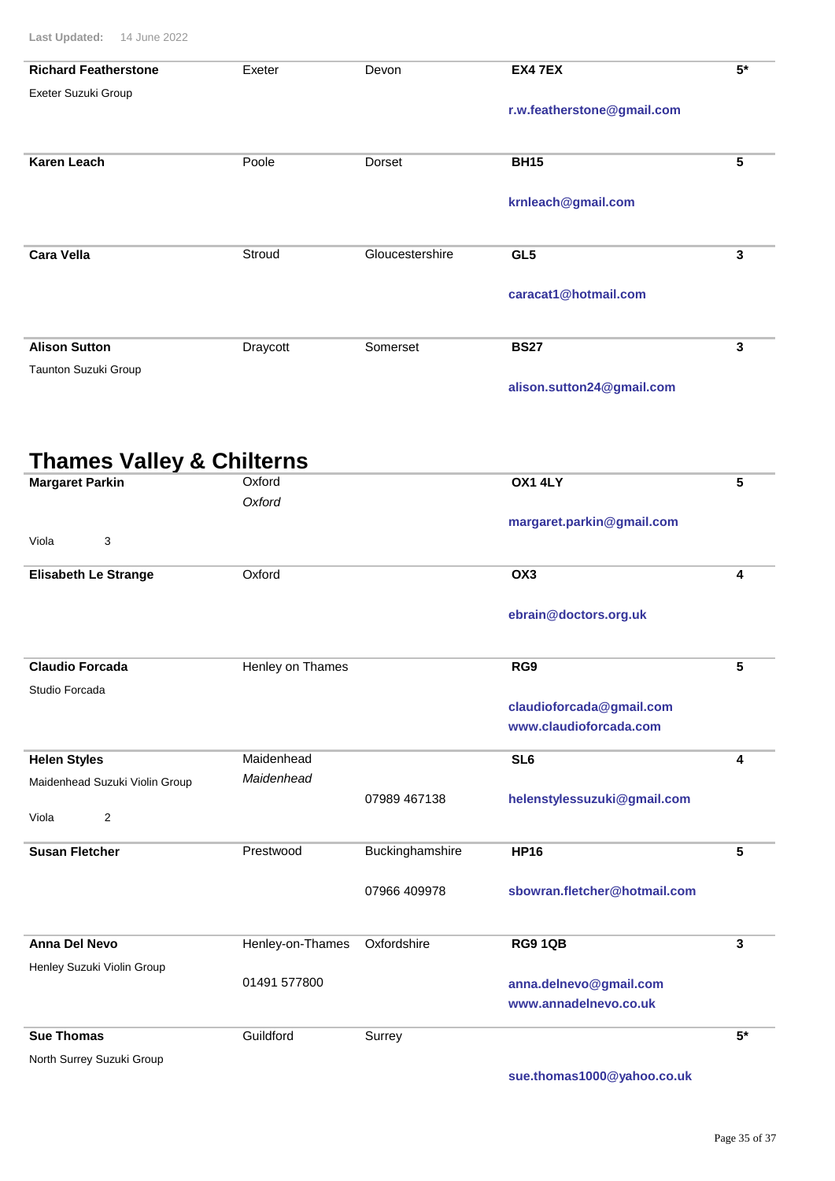Last Updated: 14 June 2022

| | | | | |
|---|---|---|---|---|
| **Richard Featherstone**<br>Exeter Suzuki Group | Exeter | Devon | **EX4 7EX**<br>**r.w.featherstone@gmail.com** | **5*** |
| **Karen Leach** | Poole | Dorset | **BH15**<br>**krnleach@gmail.com** | **5** |
| **Cara Vella** | Stroud | Gloucestershire | **GL5**<br>**caracat1@hotmail.com** | **3** |
| **Alison Sutton**<br>Taunton Suzuki Group | Draycott | Somerset | **BS27**<br>**alison.sutton24@gmail.com** | **3** |

## Thames Valley & Chilterns

| | | | | |
|---|---|---|---|---|
| **Margaret Parkin**<br>Viola 3 | Oxford<br>*Oxford* | | **OX1 4LY**<br>**margaret.parkin@gmail.com** | **5** |
| **Elisabeth Le Strange** | Oxford | | **OX3**<br>**ebrain@doctors.org.uk** | **4** |
| **Claudio Forcada**<br>Studio Forcada | Henley on Thames | | **RG9**<br>**claudioforcada@gmail.com**<br>**www.claudioforcada.com** | **5** |
| **Helen Styles**<br>Maidenhead Suzuki Violin Group<br>Viola 2 | Maidenhead<br>*Maidenhead* | 07989 467138 | **SL6**<br>**helenstylessuzuki@gmail.com** | **4** |
| **Susan Fletcher** | Prestwood | Buckinghamshire<br>07966 409978 | **HP16**<br>**sbowran.fletcher@hotmail.com** | **5** |
| **Anna Del Nevo**<br>Henley Suzuki Violin Group | Henley-on-Thames<br>01491 577800 | Oxfordshire | **RG9 1QB**<br>**anna.delnevo@gmail.com**<br>**www.annadelnevo.co.uk** | **3** |
| **Sue Thomas**<br>North Surrey Suzuki Group | Guildford | Surrey | **sue.thomas1000@yahoo.co.uk** | **5*** |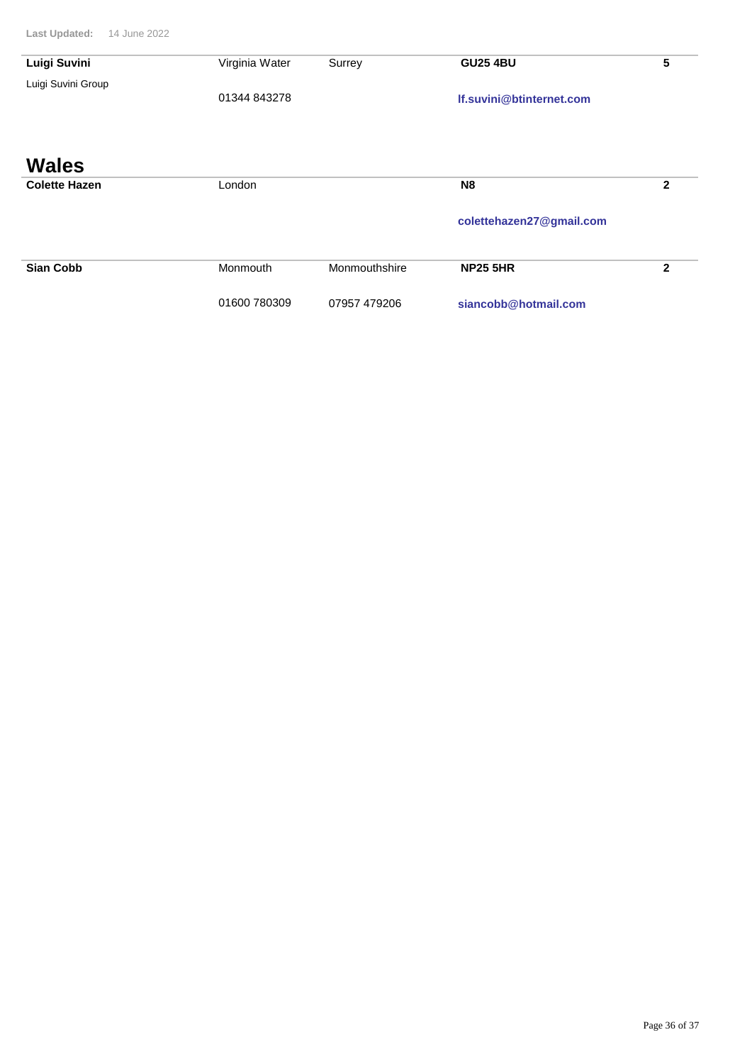**Last Updated:** 14 June 2022

| | | | | |
|---|---|---|---|---|
| **Luigi Suvini** | Virginia Water | Surrey | **GU25 4BU** | **5** |
| Luigi Suvini Group | 01344 843278 | | **lf.suvini@btinternet.com** | |

## Wales

| | | | | |
|---|---|---|---|---|
| **Colette Hazen** | London | | **N8** | **2** |
| | | | **colettehazen27@gmail.com** | |
| **Sian Cobb** | Monmouth | Monmouthshire | **NP25 5HR** | **2** |
| | 01600 780309 | 07957 479206 | **siancobb@hotmail.com** | |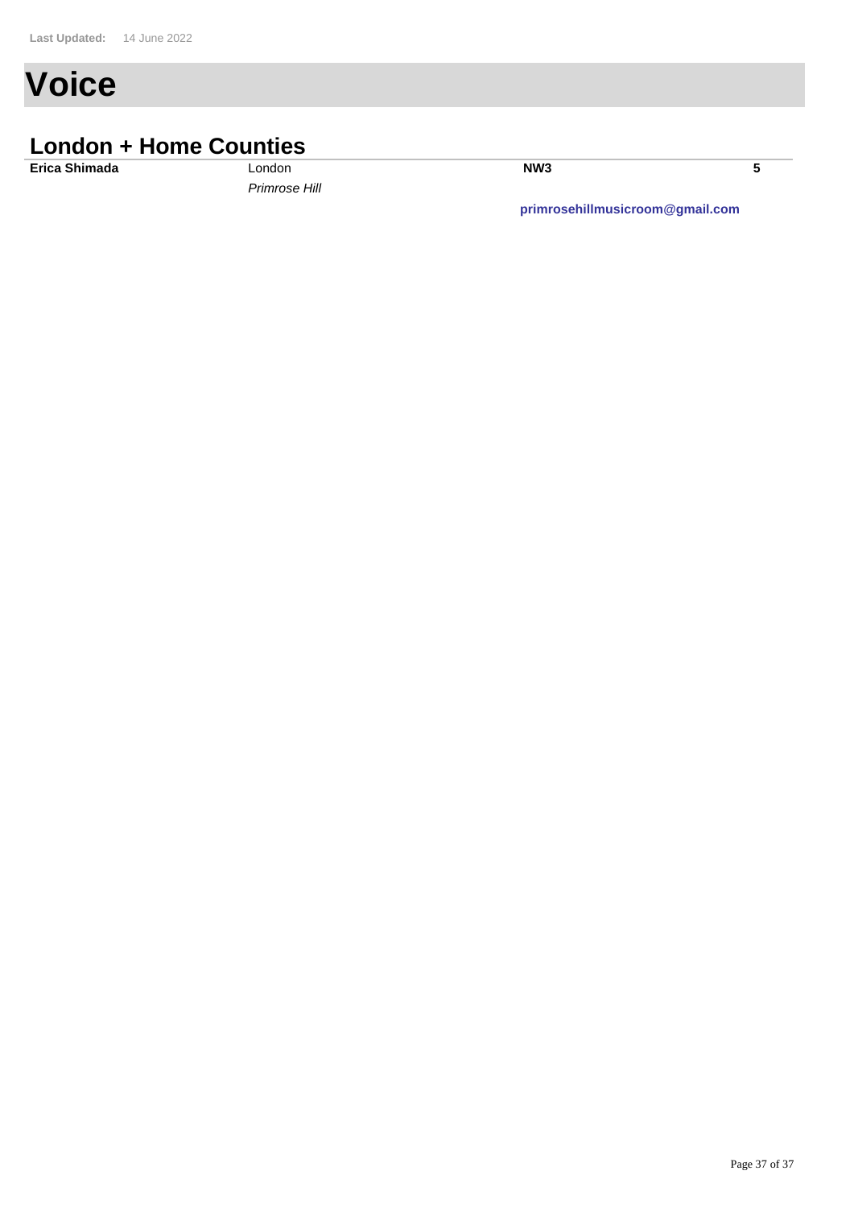Last Updated: 14 June 2022

# Voice

## London + Home Counties

| | | | |
|---|---|---|---|
| **Erica Shimada** | London<br>*Primrose Hill* | **NW3**<br>**primrosehillmusicroom@gmail.com** | **5** |